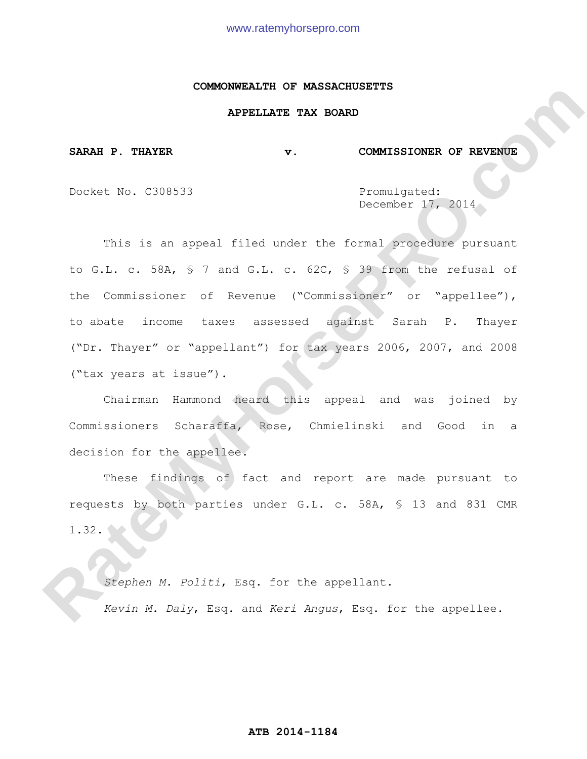**COMMONWEALTH OF MASSACHUSETTS**

**APPELLATE TAX BOARD**

**SARAH P. THAYER v. COMMISSIONER OF REVENUE**

Docket No. C308533

Promulgated:
December 17, 2014

This is an appeal filed under the formal procedure pursuant to G.L. c. 58A, § 7 and G.L. c. 62C, § 39 from the refusal of the Commissioner of Revenue ("Commissioner" or "appellee"), to abate income taxes assessed against Sarah P. Thayer ("Dr. Thayer" or "appellant") for tax years 2006, 2007, and 2008 ("tax years at issue").

Chairman Hammond heard this appeal and was joined by Commissioners Scharaffa, Rose, Chmielinski and Good in a decision for the appellee.

These findings of fact and report are made pursuant to requests by both parties under G.L. c. 58A, § 13 and 831 CMR 1.32.

*Stephen M. Politi*, Esq. for the appellant.

*Kevin M. Daly*, Esq. and *Keri Angus*, Esq. for the appellee.

**ATB 2014-1184**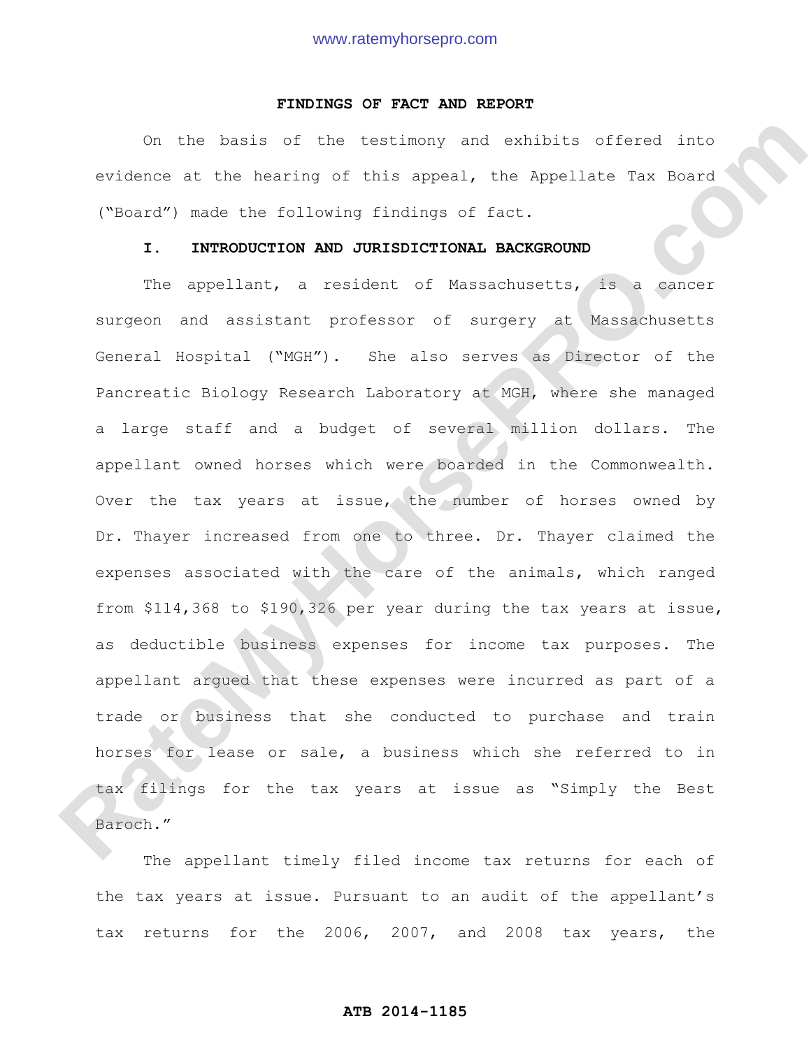## FINDINGS OF FACT AND REPORT

On the basis of the testimony and exhibits offered into evidence at the hearing of this appeal, the Appellate Tax Board ("Board") made the following findings of fact.

### I. INTRODUCTION AND JURISDICTIONAL BACKGROUND

The appellant, a resident of Massachusetts, is a cancer surgeon and assistant professor of surgery at Massachusetts General Hospital ("MGH"). She also serves as Director of the Pancreatic Biology Research Laboratory at MGH, where she managed a large staff and a budget of several million dollars. The appellant owned horses which were boarded in the Commonwealth. Over the tax years at issue, the number of horses owned by Dr. Thayer increased from one to three. Dr. Thayer claimed the expenses associated with the care of the animals, which ranged from $114,368 to $190,326 per year during the tax years at issue, as deductible business expenses for income tax purposes. The appellant argued that these expenses were incurred as part of a trade or business that she conducted to purchase and train horses for lease or sale, a business which she referred to in tax filings for the tax years at issue as "Simply the Best Baroch."

The appellant timely filed income tax returns for each of the tax years at issue. Pursuant to an audit of the appellant's tax returns for the 2006, 2007, and 2008 tax years, the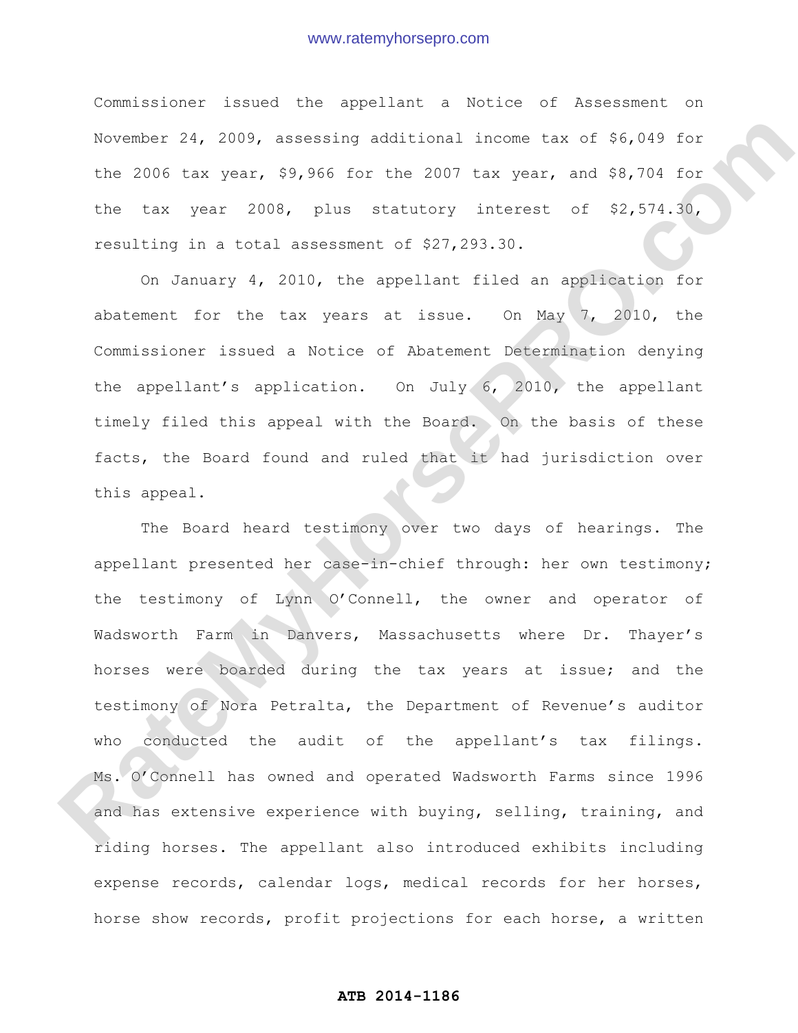Commissioner issued the appellant a Notice of Assessment on November 24, 2009, assessing additional income tax of $6,049 for the 2006 tax year, $9,966 for the 2007 tax year, and $8,704 for the tax year 2008, plus statutory interest of $2,574.30, resulting in a total assessment of $27,293.30.

On January 4, 2010, the appellant filed an application for abatement for the tax years at issue. On May 7, 2010, the Commissioner issued a Notice of Abatement Determination denying the appellant's application. On July 6, 2010, the appellant timely filed this appeal with the Board. On the basis of these facts, the Board found and ruled that it had jurisdiction over this appeal.

The Board heard testimony over two days of hearings. The appellant presented her case-in-chief through: her own testimony; the testimony of Lynn O'Connell, the owner and operator of Wadsworth Farm in Danvers, Massachusetts where Dr. Thayer's horses were boarded during the tax years at issue; and the testimony of Nora Petralta, the Department of Revenue's auditor who conducted the audit of the appellant's tax filings. Ms. O'Connell has owned and operated Wadsworth Farms since 1996 and has extensive experience with buying, selling, training, and riding horses. The appellant also introduced exhibits including expense records, calendar logs, medical records for her horses, horse show records, profit projections for each horse, a written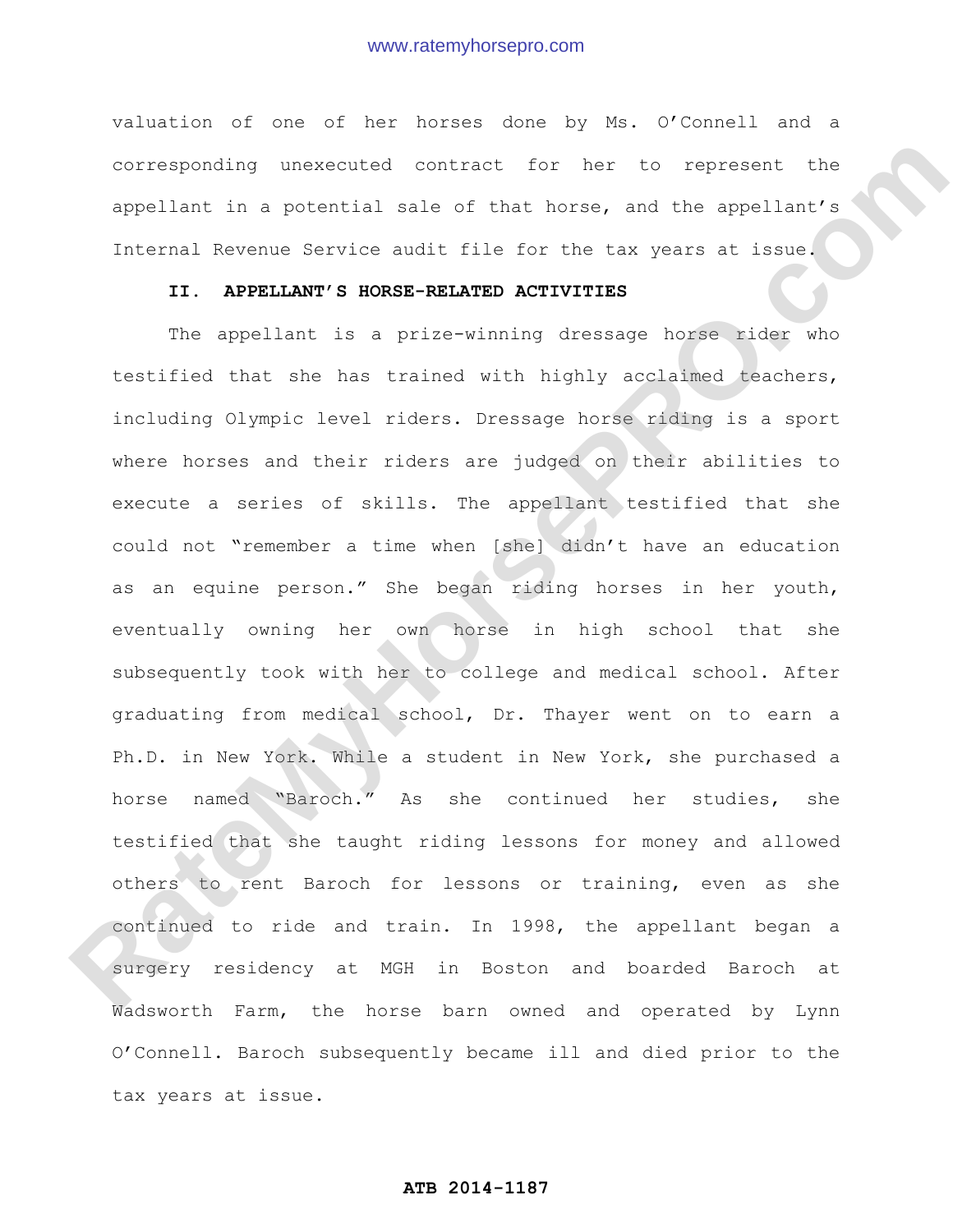valuation of one of her horses done by Ms. O'Connell and a corresponding unexecuted contract for her to represent the appellant in a potential sale of that horse, and the appellant's Internal Revenue Service audit file for the tax years at issue.

## II. APPELLANT'S HORSE-RELATED ACTIVITIES

The appellant is a prize-winning dressage horse rider who testified that she has trained with highly acclaimed teachers, including Olympic level riders. Dressage horse riding is a sport where horses and their riders are judged on their abilities to execute a series of skills. The appellant testified that she could not "remember a time when [she] didn't have an education as an equine person." She began riding horses in her youth, eventually owning her own horse in high school that she subsequently took with her to college and medical school. After graduating from medical school, Dr. Thayer went on to earn a Ph.D. in New York. While a student in New York, she purchased a horse named "Baroch." As she continued her studies, she testified that she taught riding lessons for money and allowed others to rent Baroch for lessons or training, even as she continued to ride and train. In 1998, the appellant began a surgery residency at MGH in Boston and boarded Baroch at Wadsworth Farm, the horse barn owned and operated by Lynn O'Connell. Baroch subsequently became ill and died prior to the tax years at issue.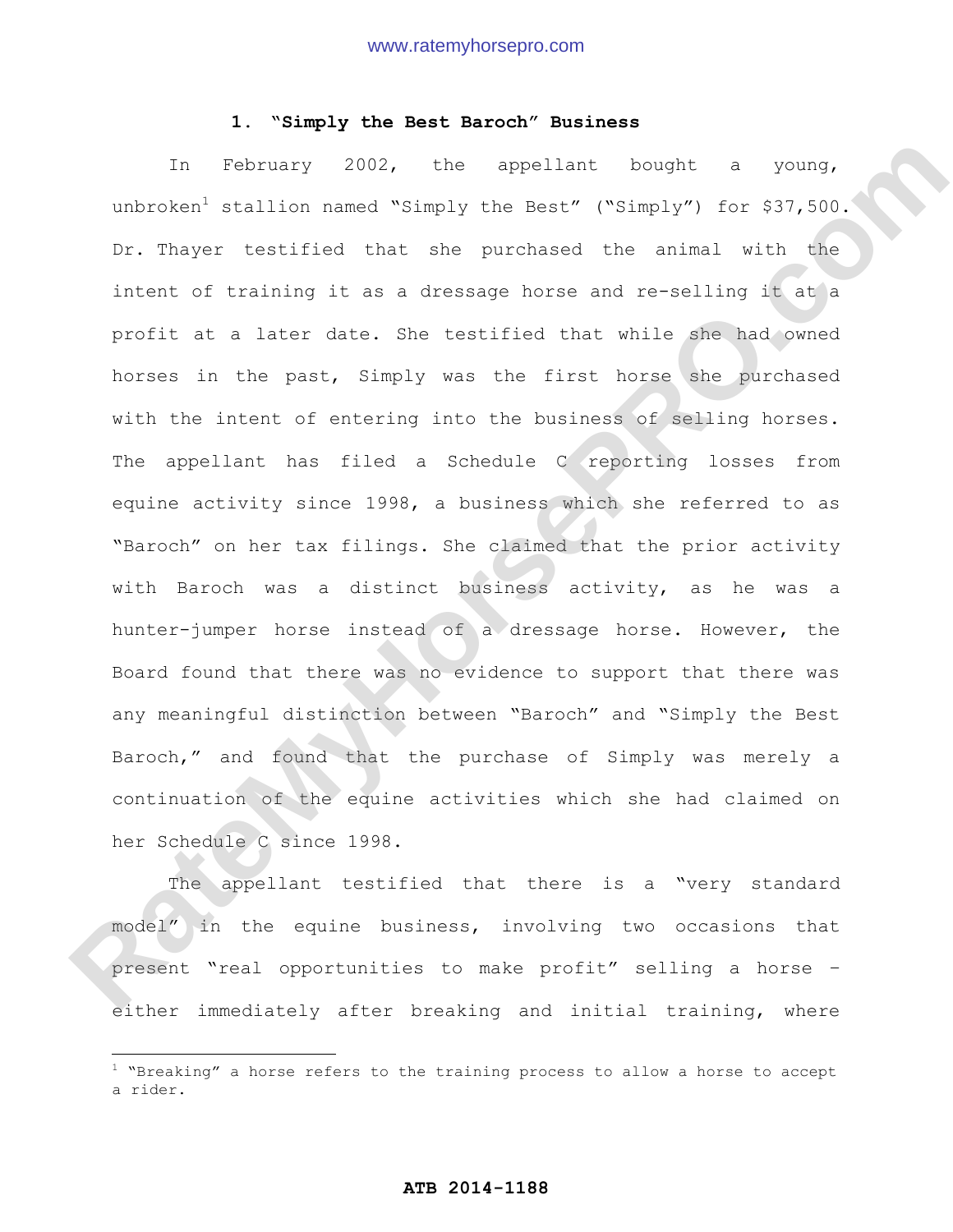### 1. "Simply the Best Baroch" Business

In February 2002, the appellant bought a young, unbroken[1] stallion named "Simply the Best" ("Simply") for $37,500. Dr. Thayer testified that she purchased the animal with the intent of training it as a dressage horse and re-selling it at a profit at a later date. She testified that while she had owned horses in the past, Simply was the first horse she purchased with the intent of entering into the business of selling horses. The appellant has filed a Schedule C reporting losses from equine activity since 1998, a business which she referred to as "Baroch" on her tax filings. She claimed that the prior activity with Baroch was a distinct business activity, as he was a hunter-jumper horse instead of a dressage horse. However, the Board found that there was no evidence to support that there was any meaningful distinction between "Baroch" and "Simply the Best Baroch," and found that the purchase of Simply was merely a continuation of the equine activities which she had claimed on her Schedule C since 1998.

The appellant testified that there is a "very standard model" in the equine business, involving two occasions that present "real opportunities to make profit" selling a horse – either immediately after breaking and initial training, where

[1] "Breaking" a horse refers to the training process to allow a horse to accept a rider.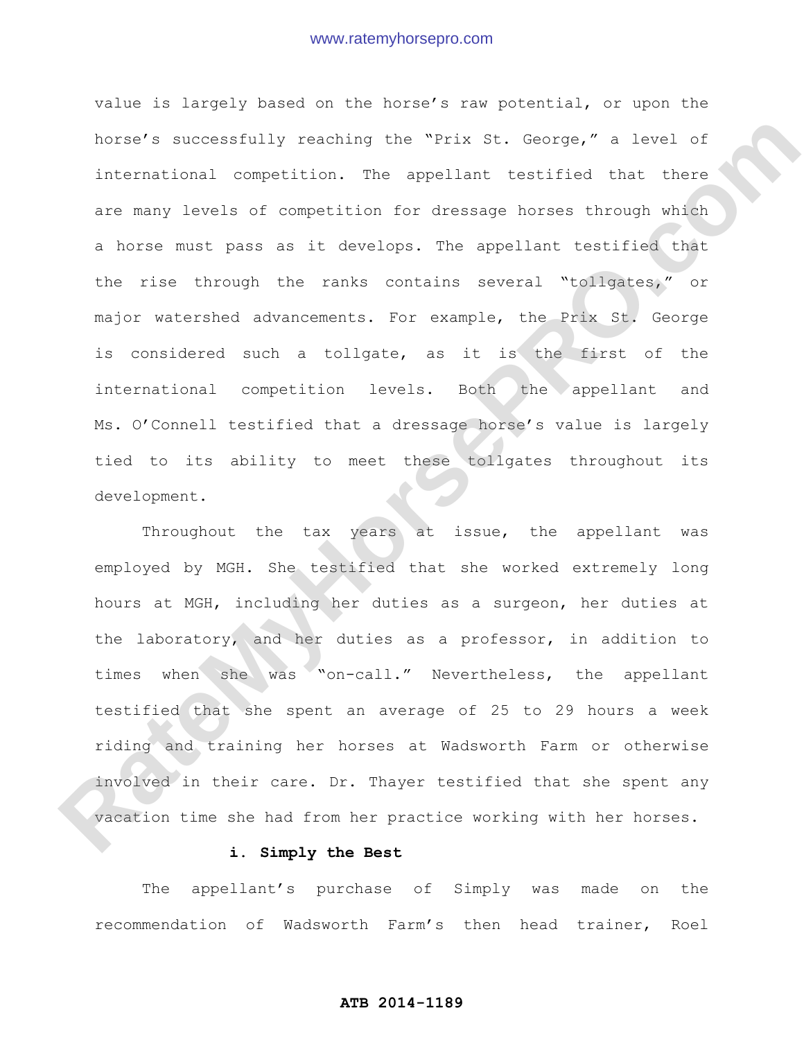value is largely based on the horse's raw potential, or upon the horse's successfully reaching the "Prix St. George," a level of international competition. The appellant testified that there are many levels of competition for dressage horses through which a horse must pass as it develops. The appellant testified that the rise through the ranks contains several "tollgates," or major watershed advancements. For example, the Prix St. George is considered such a tollgate, as it is the first of the international competition levels. Both the appellant and Ms. O'Connell testified that a dressage horse's value is largely tied to its ability to meet these tollgates throughout its development.

Throughout the tax years at issue, the appellant was employed by MGH. She testified that she worked extremely long hours at MGH, including her duties as a surgeon, her duties at the laboratory, and her duties as a professor, in addition to times when she was "on-call." Nevertheless, the appellant testified that she spent an average of 25 to 29 hours a week riding and training her horses at Wadsworth Farm or otherwise involved in their care. Dr. Thayer testified that she spent any vacation time she had from her practice working with her horses.

**i. Simply the Best**

The appellant's purchase of Simply was made on the recommendation of Wadsworth Farm's then head trainer, Roel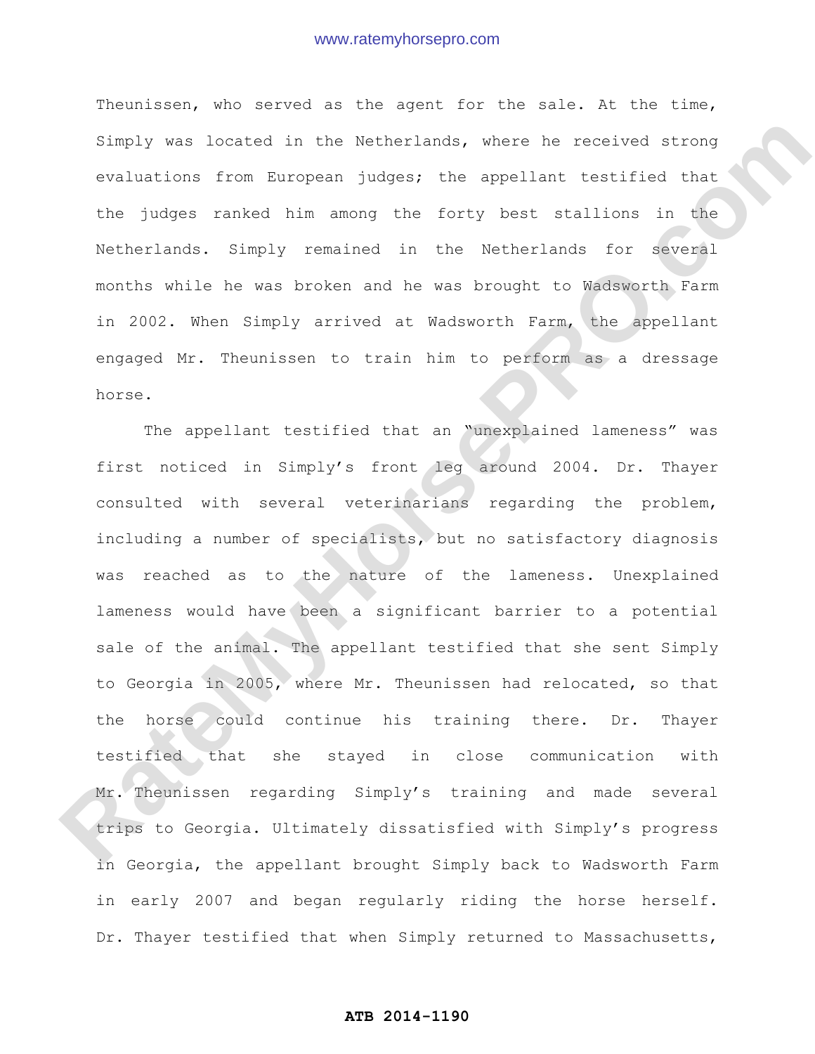Theunissen, who served as the agent for the sale. At the time, Simply was located in the Netherlands, where he received strong evaluations from European judges; the appellant testified that the judges ranked him among the forty best stallions in the Netherlands. Simply remained in the Netherlands for several months while he was broken and he was brought to Wadsworth Farm in 2002. When Simply arrived at Wadsworth Farm, the appellant engaged Mr. Theunissen to train him to perform as a dressage horse.

The appellant testified that an "unexplained lameness" was first noticed in Simply's front leg around 2004. Dr. Thayer consulted with several veterinarians regarding the problem, including a number of specialists, but no satisfactory diagnosis was reached as to the nature of the lameness. Unexplained lameness would have been a significant barrier to a potential sale of the animal. The appellant testified that she sent Simply to Georgia in 2005, where Mr. Theunissen had relocated, so that the horse could continue his training there. Dr. Thayer testified that she stayed in close communication with Mr. Theunissen regarding Simply's training and made several trips to Georgia. Ultimately dissatisfied with Simply's progress in Georgia, the appellant brought Simply back to Wadsworth Farm in early 2007 and began regularly riding the horse herself. Dr. Thayer testified that when Simply returned to Massachusetts,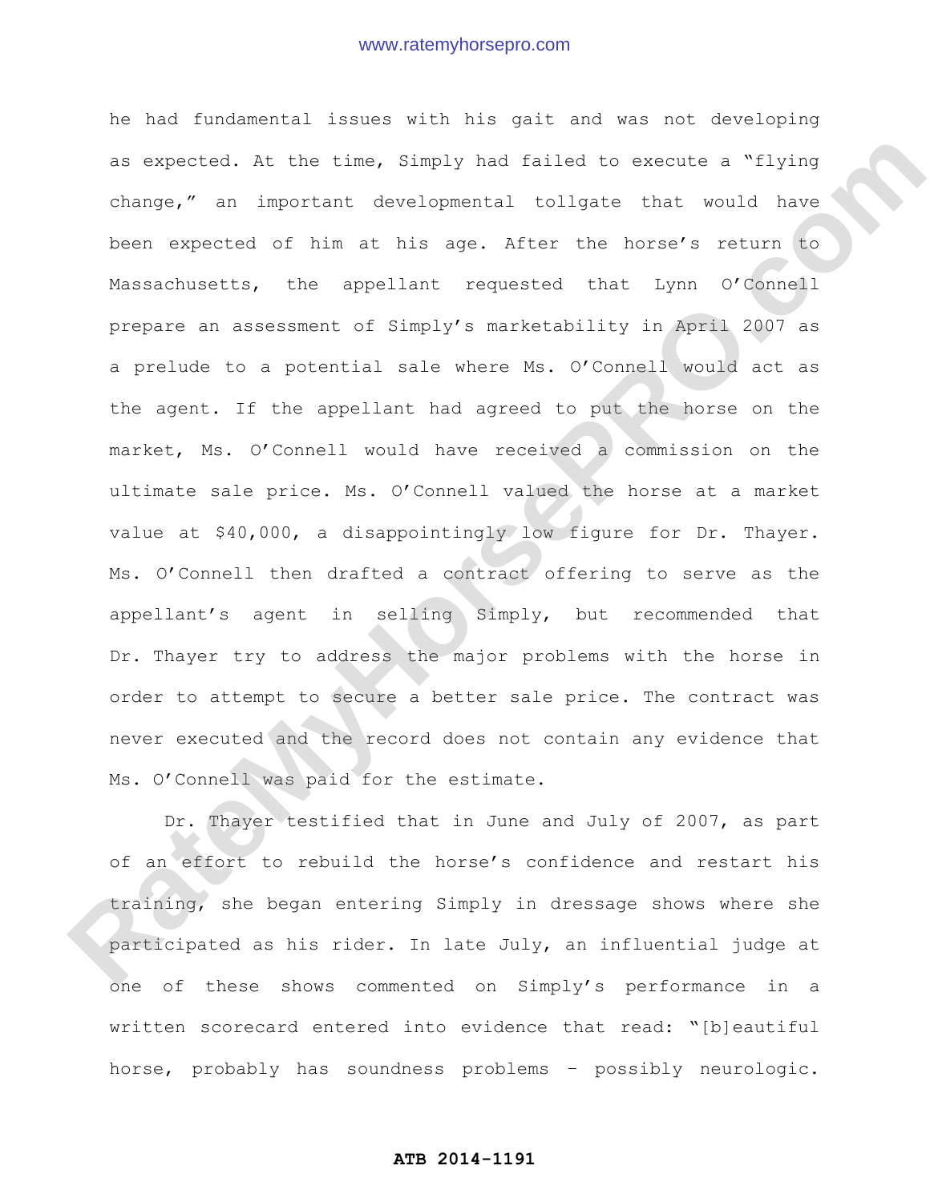he had fundamental issues with his gait and was not developing as expected. At the time, Simply had failed to execute a "flying change," an important developmental tollgate that would have been expected of him at his age. After the horse's return to Massachusetts, the appellant requested that Lynn O'Connell prepare an assessment of Simply's marketability in April 2007 as a prelude to a potential sale where Ms. O'Connell would act as the agent. If the appellant had agreed to put the horse on the market, Ms. O'Connell would have received a commission on the ultimate sale price. Ms. O'Connell valued the horse at a market value at $40,000, a disappointingly low figure for Dr. Thayer. Ms. O'Connell then drafted a contract offering to serve as the appellant's agent in selling Simply, but recommended that Dr. Thayer try to address the major problems with the horse in order to attempt to secure a better sale price. The contract was never executed and the record does not contain any evidence that Ms. O'Connell was paid for the estimate.

Dr. Thayer testified that in June and July of 2007, as part of an effort to rebuild the horse's confidence and restart his training, she began entering Simply in dressage shows where she participated as his rider. In late July, an influential judge at one of these shows commented on Simply's performance in a written scorecard entered into evidence that read: "[b]eautiful horse, probably has soundness problems – possibly neurologic.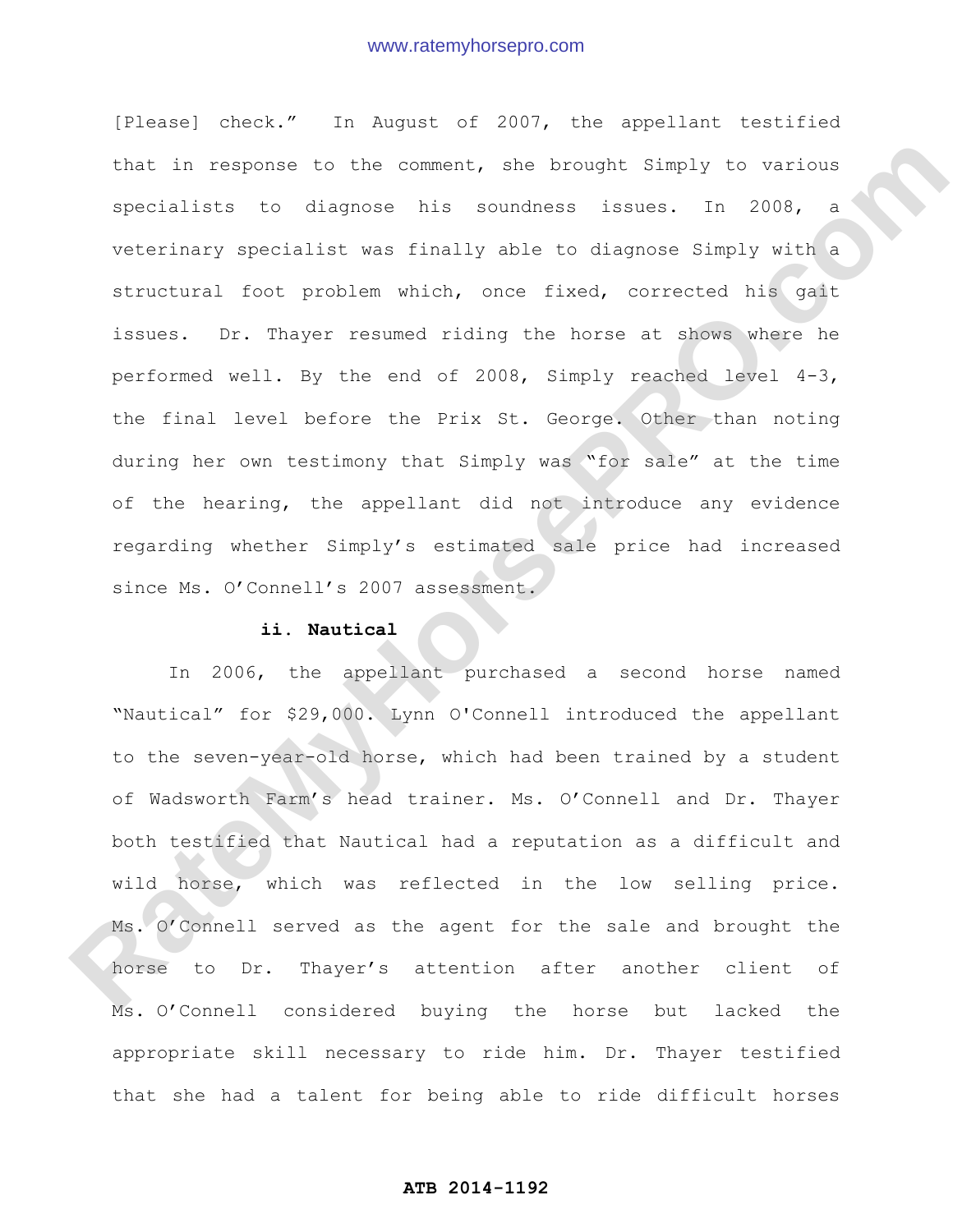[Please] check." In August of 2007, the appellant testified that in response to the comment, she brought Simply to various specialists to diagnose his soundness issues. In 2008, a veterinary specialist was finally able to diagnose Simply with a structural foot problem which, once fixed, corrected his gait issues. Dr. Thayer resumed riding the horse at shows where he performed well. By the end of 2008, Simply reached level 4-3, the final level before the Prix St. George. Other than noting during her own testimony that Simply was "for sale" at the time of the hearing, the appellant did not introduce any evidence regarding whether Simply's estimated sale price had increased since Ms. O'Connell's 2007 assessment.

**ii. Nautical**

In 2006, the appellant purchased a second horse named "Nautical" for $29,000. Lynn O'Connell introduced the appellant to the seven-year-old horse, which had been trained by a student of Wadsworth Farm's head trainer. Ms. O'Connell and Dr. Thayer both testified that Nautical had a reputation as a difficult and wild horse, which was reflected in the low selling price. Ms. O'Connell served as the agent for the sale and brought the horse to Dr. Thayer's attention after another client of Ms. O'Connell considered buying the horse but lacked the appropriate skill necessary to ride him. Dr. Thayer testified that she had a talent for being able to ride difficult horses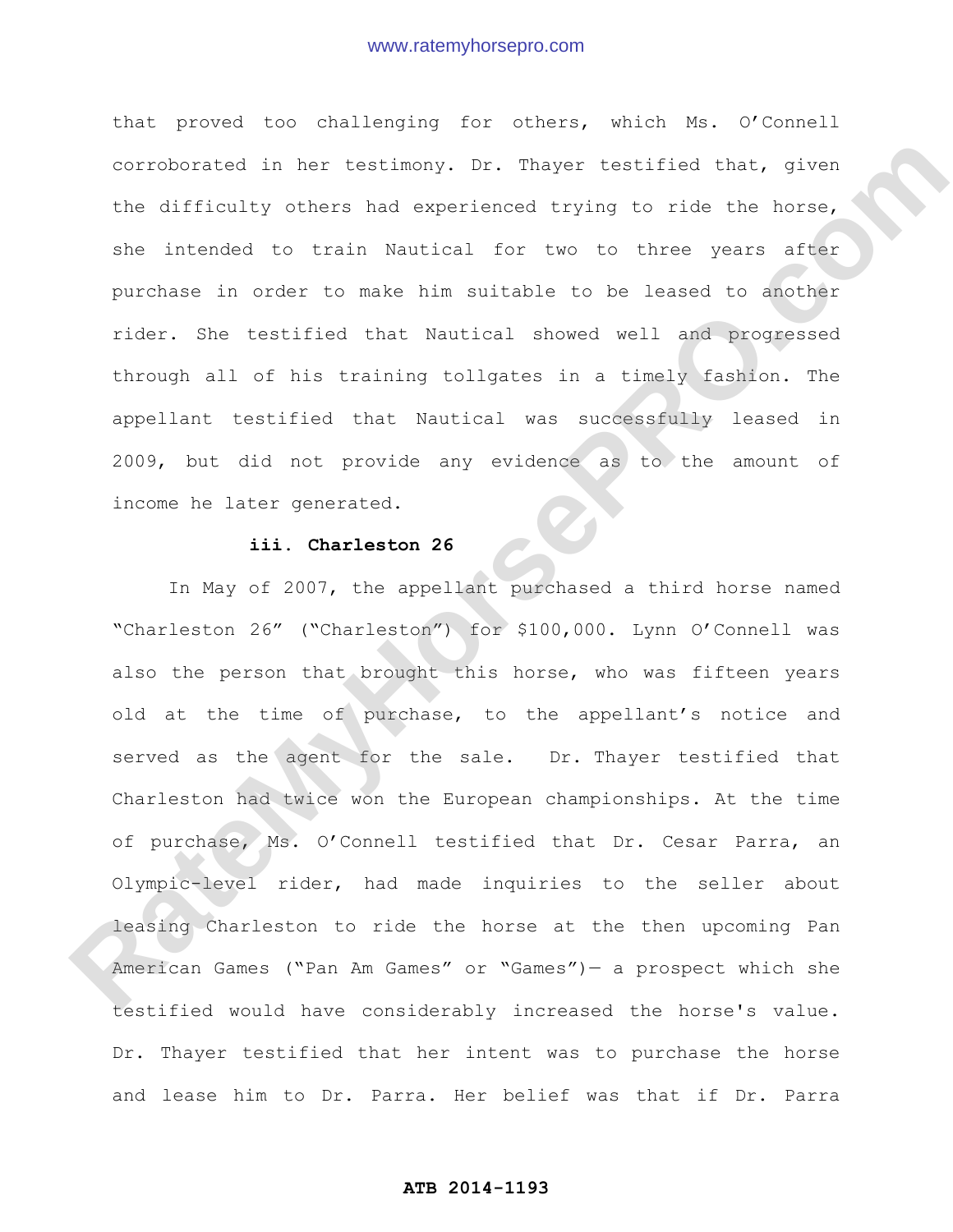that proved too challenging for others, which Ms. O'Connell corroborated in her testimony. Dr. Thayer testified that, given the difficulty others had experienced trying to ride the horse, she intended to train Nautical for two to three years after purchase in order to make him suitable to be leased to another rider. She testified that Nautical showed well and progressed through all of his training tollgates in a timely fashion. The appellant testified that Nautical was successfully leased in 2009, but did not provide any evidence as to the amount of income he later generated.

**iii. Charleston 26**

In May of 2007, the appellant purchased a third horse named "Charleston 26" ("Charleston") for $100,000. Lynn O'Connell was also the person that brought this horse, who was fifteen years old at the time of purchase, to the appellant's notice and served as the agent for the sale. Dr. Thayer testified that Charleston had twice won the European championships. At the time of purchase, Ms. O'Connell testified that Dr. Cesar Parra, an Olympic-level rider, had made inquiries to the seller about leasing Charleston to ride the horse at the then upcoming Pan American Games ("Pan Am Games" or "Games")— a prospect which she testified would have considerably increased the horse's value. Dr. Thayer testified that her intent was to purchase the horse and lease him to Dr. Parra. Her belief was that if Dr. Parra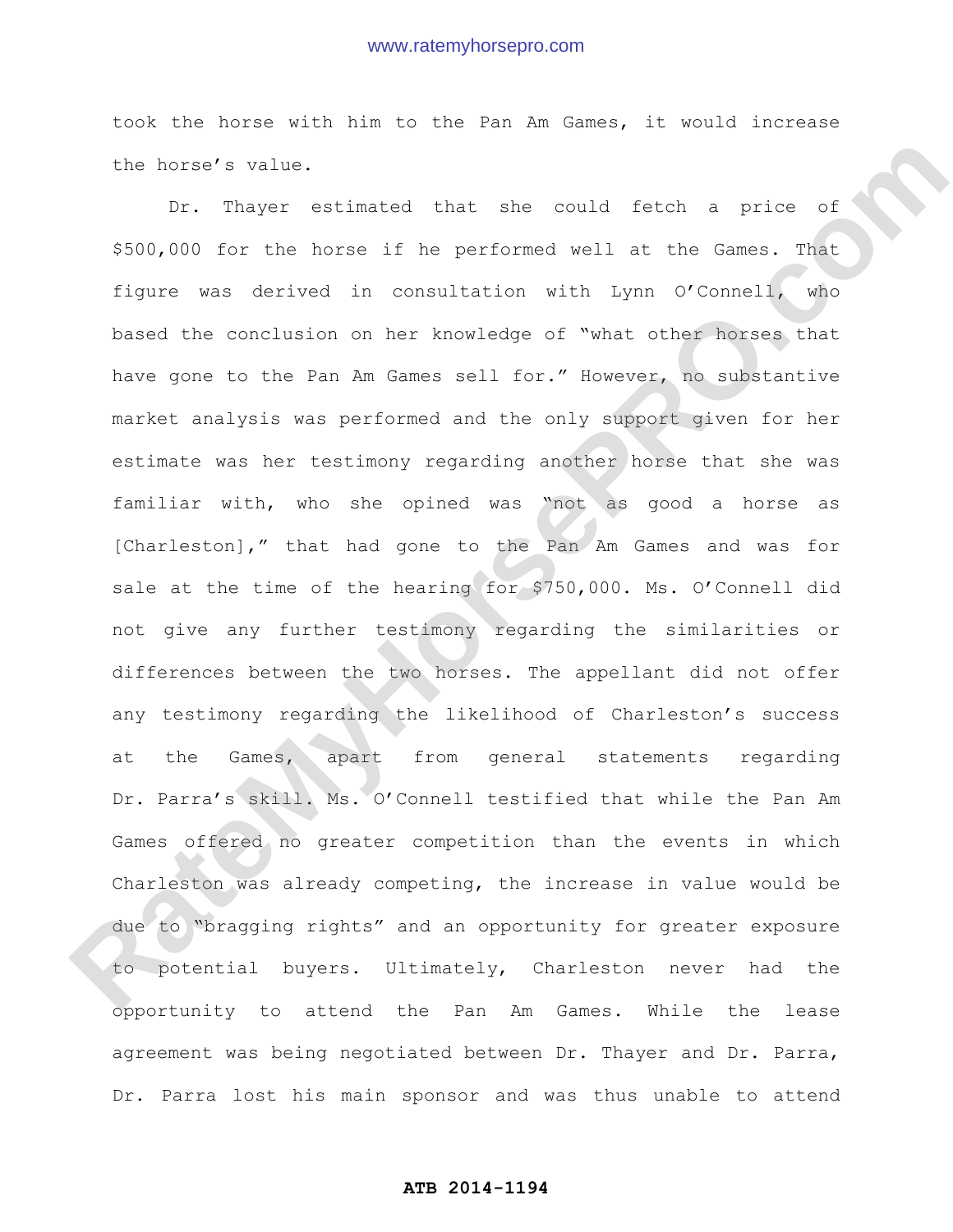took the horse with him to the Pan Am Games, it would increase the horse's value.

Dr. Thayer estimated that she could fetch a price of $500,000 for the horse if he performed well at the Games. That figure was derived in consultation with Lynn O'Connell, who based the conclusion on her knowledge of "what other horses that have gone to the Pan Am Games sell for." However, no substantive market analysis was performed and the only support given for her estimate was her testimony regarding another horse that she was familiar with, who she opined was "not as good a horse as [Charleston]," that had gone to the Pan Am Games and was for sale at the time of the hearing for $750,000. Ms. O'Connell did not give any further testimony regarding the similarities or differences between the two horses. The appellant did not offer any testimony regarding the likelihood of Charleston's success at the Games, apart from general statements regarding Dr. Parra's skill. Ms. O'Connell testified that while the Pan Am Games offered no greater competition than the events in which Charleston was already competing, the increase in value would be due to "bragging rights" and an opportunity for greater exposure to potential buyers. Ultimately, Charleston never had the opportunity to attend the Pan Am Games. While the lease agreement was being negotiated between Dr. Thayer and Dr. Parra, Dr. Parra lost his main sponsor and was thus unable to attend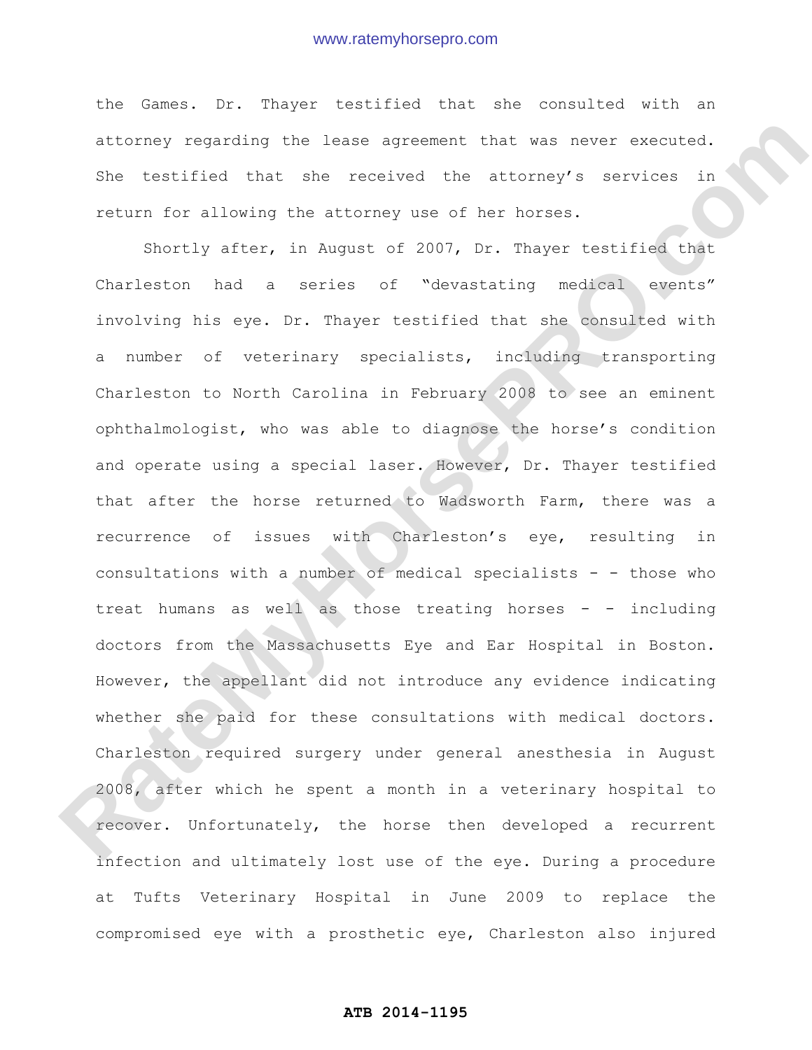the Games. Dr. Thayer testified that she consulted with an attorney regarding the lease agreement that was never executed. She testified that she received the attorney's services in return for allowing the attorney use of her horses.

Shortly after, in August of 2007, Dr. Thayer testified that Charleston had a series of "devastating medical events" involving his eye. Dr. Thayer testified that she consulted with a number of veterinary specialists, including transporting Charleston to North Carolina in February 2008 to see an eminent ophthalmologist, who was able to diagnose the horse's condition and operate using a special laser. However, Dr. Thayer testified that after the horse returned to Wadsworth Farm, there was a recurrence of issues with Charleston's eye, resulting in consultations with a number of medical specialists - - those who treat humans as well as those treating horses - - including doctors from the Massachusetts Eye and Ear Hospital in Boston. However, the appellant did not introduce any evidence indicating whether she paid for these consultations with medical doctors. Charleston required surgery under general anesthesia in August 2008, after which he spent a month in a veterinary hospital to recover. Unfortunately, the horse then developed a recurrent infection and ultimately lost use of the eye. During a procedure at Tufts Veterinary Hospital in June 2009 to replace the compromised eye with a prosthetic eye, Charleston also injured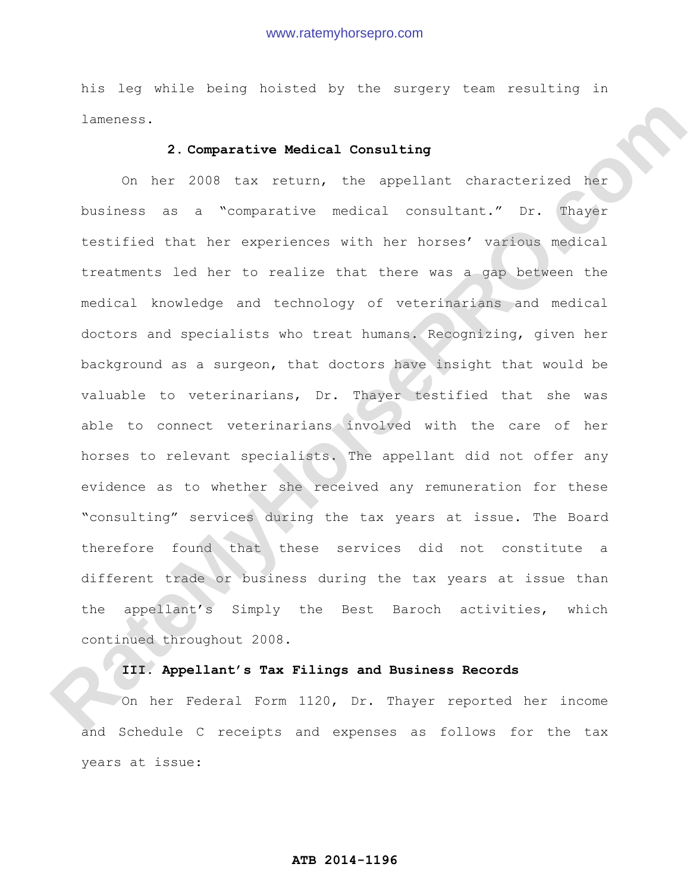his leg while being hoisted by the surgery team resulting in lameness.

### 2. Comparative Medical Consulting

On her 2008 tax return, the appellant characterized her business as a "comparative medical consultant." Dr. Thayer testified that her experiences with her horses' various medical treatments led her to realize that there was a gap between the medical knowledge and technology of veterinarians and medical doctors and specialists who treat humans. Recognizing, given her background as a surgeon, that doctors have insight that would be valuable to veterinarians, Dr. Thayer testified that she was able to connect veterinarians involved with the care of her horses to relevant specialists. The appellant did not offer any evidence as to whether she received any remuneration for these "consulting" services during the tax years at issue. The Board therefore found that these services did not constitute a different trade or business during the tax years at issue than the appellant's Simply the Best Baroch activities, which continued throughout 2008.

## III. Appellant's Tax Filings and Business Records

On her Federal Form 1120, Dr. Thayer reported her income and Schedule C receipts and expenses as follows for the tax years at issue: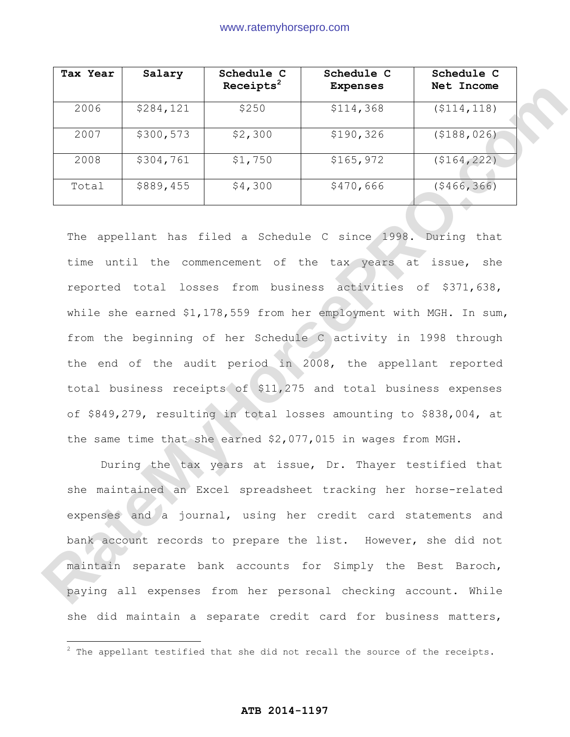| Tax Year | Salary | Schedule C Receipts[2] | Schedule C Expenses | Schedule C Net Income |
|---|---|---|---|---|
| 2006 | $284,121 | $250 | $114,368 | ($114,118) |
| 2007 | $300,573 | $2,300 | $190,326 | ($188,026) |
| 2008 | $304,761 | $1,750 | $165,972 | ($164,222) |
| Total | $889,455 | $4,300 | $470,666 | ($466,366) |

The appellant has filed a Schedule C since 1998. During that time until the commencement of the tax years at issue, she reported total losses from business activities of $371,638, while she earned $1,178,559 from her employment with MGH. In sum, from the beginning of her Schedule C activity in 1998 through the end of the audit period in 2008, the appellant reported total business receipts of $11,275 and total business expenses of $849,279, resulting in total losses amounting to $838,004, at the same time that she earned $2,077,015 in wages from MGH.

During the tax years at issue, Dr. Thayer testified that she maintained an Excel spreadsheet tracking her horse-related expenses and a journal, using her credit card statements and bank account records to prepare the list. However, she did not maintain separate bank accounts for Simply the Best Baroch, paying all expenses from her personal checking account. While she did maintain a separate credit card for business matters,

[2] The appellant testified that she did not recall the source of the receipts.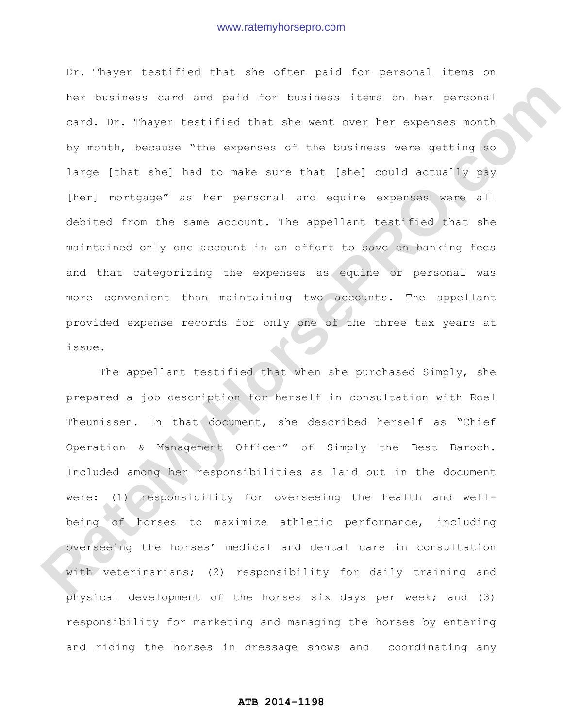Dr. Thayer testified that she often paid for personal items on her business card and paid for business items on her personal card. Dr. Thayer testified that she went over her expenses month by month, because "the expenses of the business were getting so large [that she] had to make sure that [she] could actually pay [her] mortgage" as her personal and equine expenses were all debited from the same account. The appellant testified that she maintained only one account in an effort to save on banking fees and that categorizing the expenses as equine or personal was more convenient than maintaining two accounts. The appellant provided expense records for only one of the three tax years at issue.

The appellant testified that when she purchased Simply, she prepared a job description for herself in consultation with Roel Theunissen. In that document, she described herself as "Chief Operation & Management Officer" of Simply the Best Baroch. Included among her responsibilities as laid out in the document were: (1) responsibility for overseeing the health and well-being of horses to maximize athletic performance, including overseeing the horses' medical and dental care in consultation with veterinarians; (2) responsibility for daily training and physical development of the horses six days per week; and (3) responsibility for marketing and managing the horses by entering and riding the horses in dressage shows and coordinating any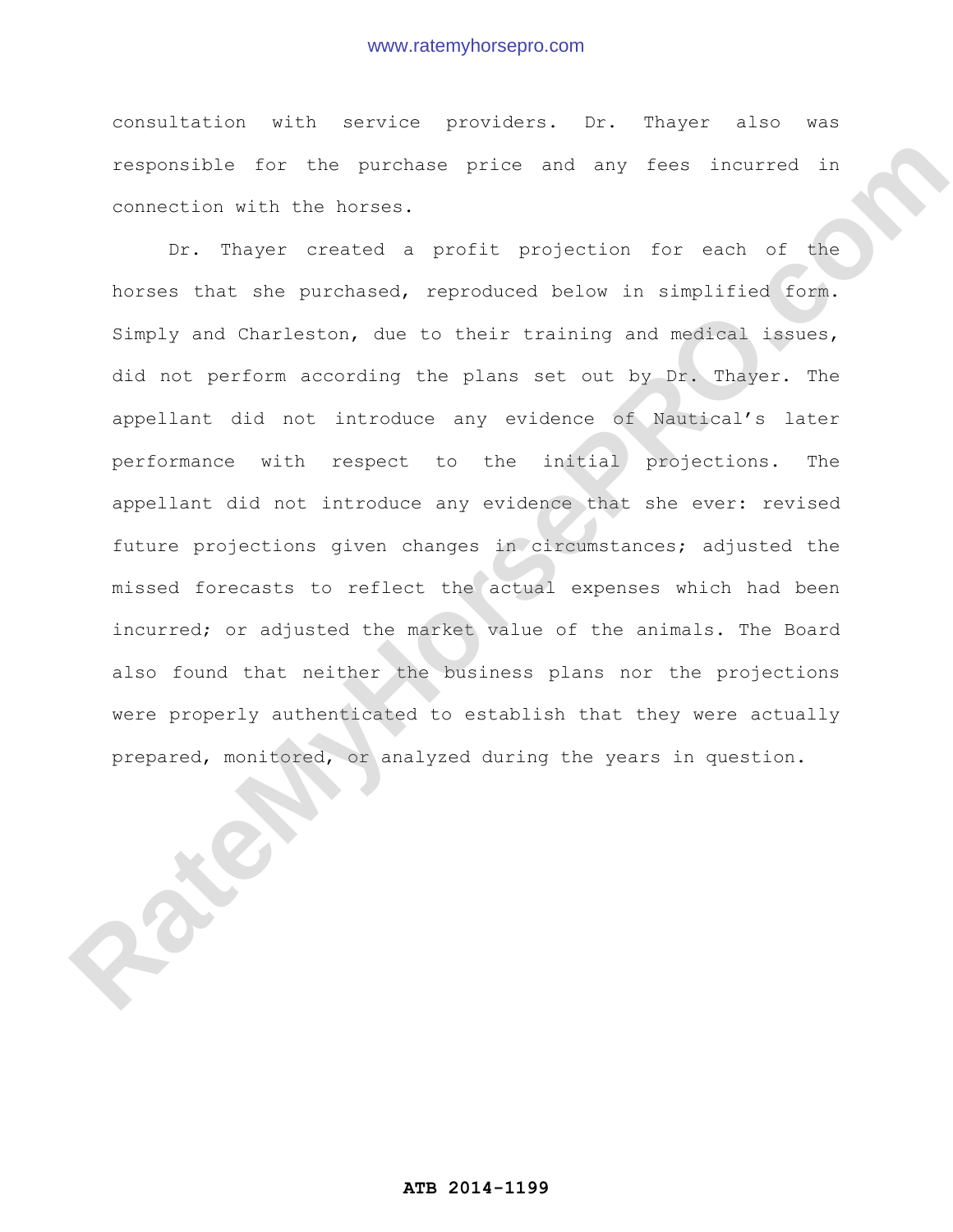consultation with service providers. Dr. Thayer also was responsible for the purchase price and any fees incurred in connection with the horses.

Dr. Thayer created a profit projection for each of the horses that she purchased, reproduced below in simplified form. Simply and Charleston, due to their training and medical issues, did not perform according the plans set out by Dr. Thayer. The appellant did not introduce any evidence of Nautical's later performance with respect to the initial projections. The appellant did not introduce any evidence that she ever: revised future projections given changes in circumstances; adjusted the missed forecasts to reflect the actual expenses which had been incurred; or adjusted the market value of the animals. The Board also found that neither the business plans nor the projections were properly authenticated to establish that they were actually prepared, monitored, or analyzed during the years in question.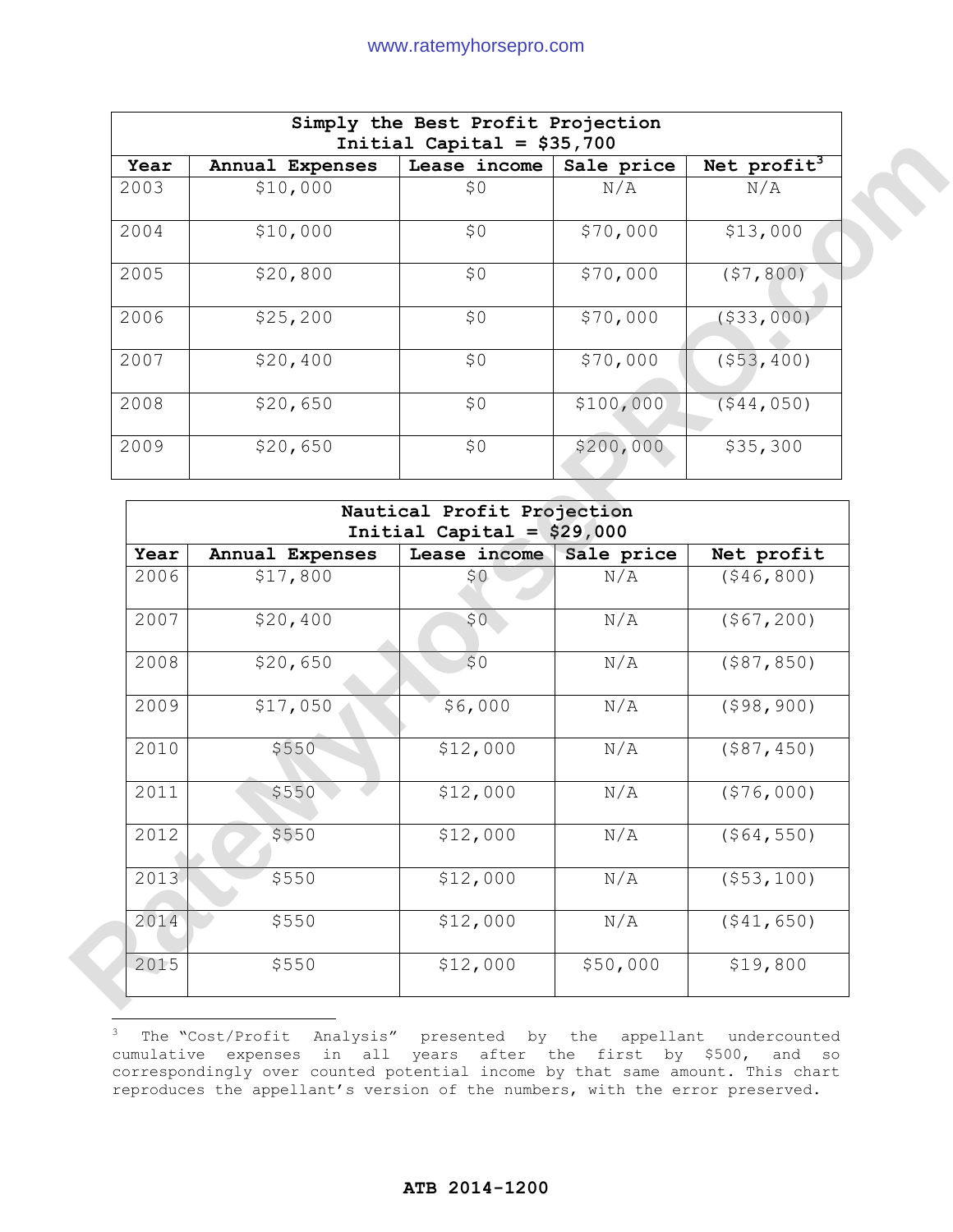| Simply the Best Profit Projection<br>Initial Capital = $35,700 | | | | |
|---|---|---|---|---|
| **Year** | **Annual Expenses** | **Lease income** | **Sale price** | **Net profit[3]** |
| 2003 | $10,000 | $0 | N/A | N/A |
| 2004 | $10,000 | $0 | $70,000 | $13,000 |
| 2005 | $20,800 | $0 | $70,000 | ($7,800) |
| 2006 | $25,200 | $0 | $70,000 | ($33,000) |
| 2007 | $20,400 | $0 | $70,000 | ($53,400) |
| 2008 | $20,650 | $0 | $100,000 | ($44,050) |
| 2009 | $20,650 | $0 | $200,000 | $35,300 |

| Nautical Profit Projection<br>Initial Capital = $29,000 | | | | |
|---|---|---|---|---|
| **Year** | **Annual Expenses** | **Lease income** | **Sale price** | **Net profit** |
| 2006 | $17,800 | $0 | N/A | ($46,800) |
| 2007 | $20,400 | $0 | N/A | ($67,200) |
| 2008 | $20,650 | $0 | N/A | ($87,850) |
| 2009 | $17,050 | $6,000 | N/A | ($98,900) |
| 2010 | $550 | $12,000 | N/A | ($87,450) |
| 2011 | $550 | $12,000 | N/A | ($76,000) |
| 2012 | $550 | $12,000 | N/A | ($64,550) |
| 2013 | $550 | $12,000 | N/A | ($53,100) |
| 2014 | $550 | $12,000 | N/A | ($41,650) |
| 2015 | $550 | $12,000 | $50,000 | $19,800 |

[3] The "Cost/Profit Analysis" presented by the appellant undercounted cumulative expenses in all years after the first by $500, and so correspondingly over counted potential income by that same amount. This chart reproduces the appellant's version of the numbers, with the error preserved.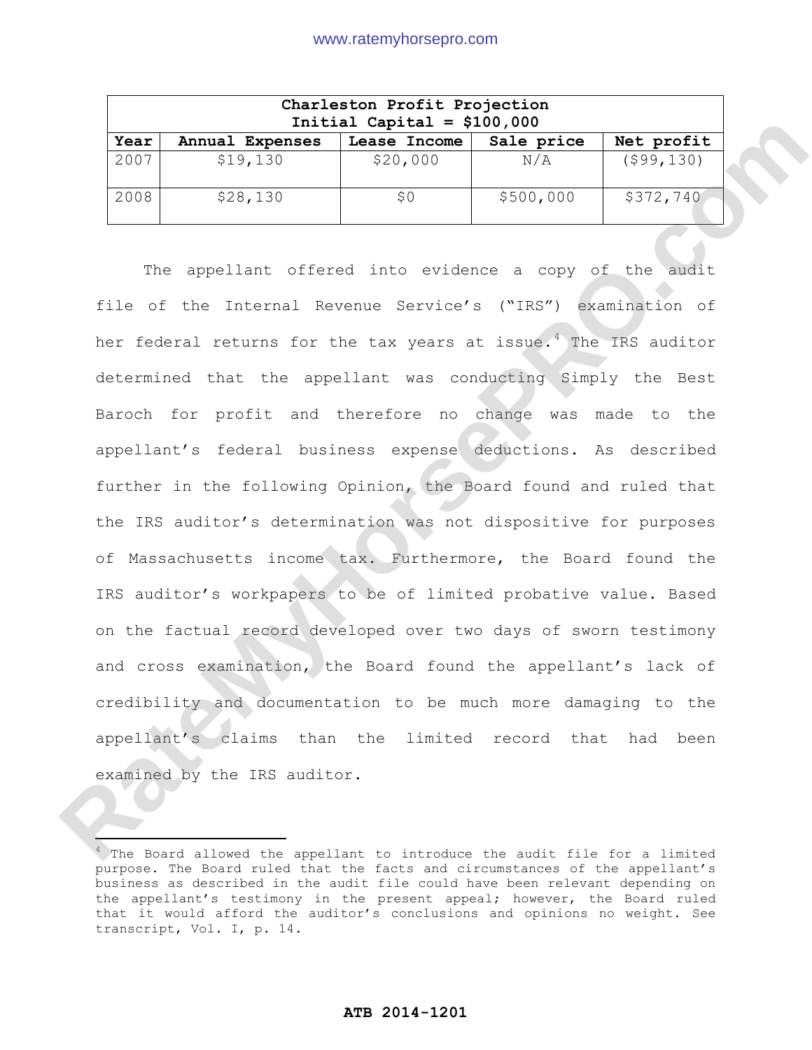| Charleston Profit Projection<br>Initial Capital = $100,000 | | | | |
|---|---|---|---|---|
| Year | Annual Expenses | Lease Income | Sale price | Net profit |
| 2007 | $19,130 | $20,000 | N/A | ($99,130) |
| 2008 | $28,130 | $0 | $500,000 | $372,740 |

The appellant offered into evidence a copy of the audit file of the Internal Revenue Service's ("IRS") examination of her federal returns for the tax years at issue.[4] The IRS auditor determined that the appellant was conducting Simply the Best Baroch for profit and therefore no change was made to the appellant's federal business expense deductions. As described further in the following Opinion, the Board found and ruled that the IRS auditor's determination was not dispositive for purposes of Massachusetts income tax. Furthermore, the Board found the IRS auditor's workpapers to be of limited probative value. Based on the factual record developed over two days of sworn testimony and cross examination, the Board found the appellant's lack of credibility and documentation to be much more damaging to the appellant's claims than the limited record that had been examined by the IRS auditor.

[4] The Board allowed the appellant to introduce the audit file for a limited purpose. The Board ruled that the facts and circumstances of the appellant's business as described in the audit file could have been relevant depending on the appellant's testimony in the present appeal; however, the Board ruled that it would afford the auditor's conclusions and opinions no weight. See transcript, Vol. I, p. 14.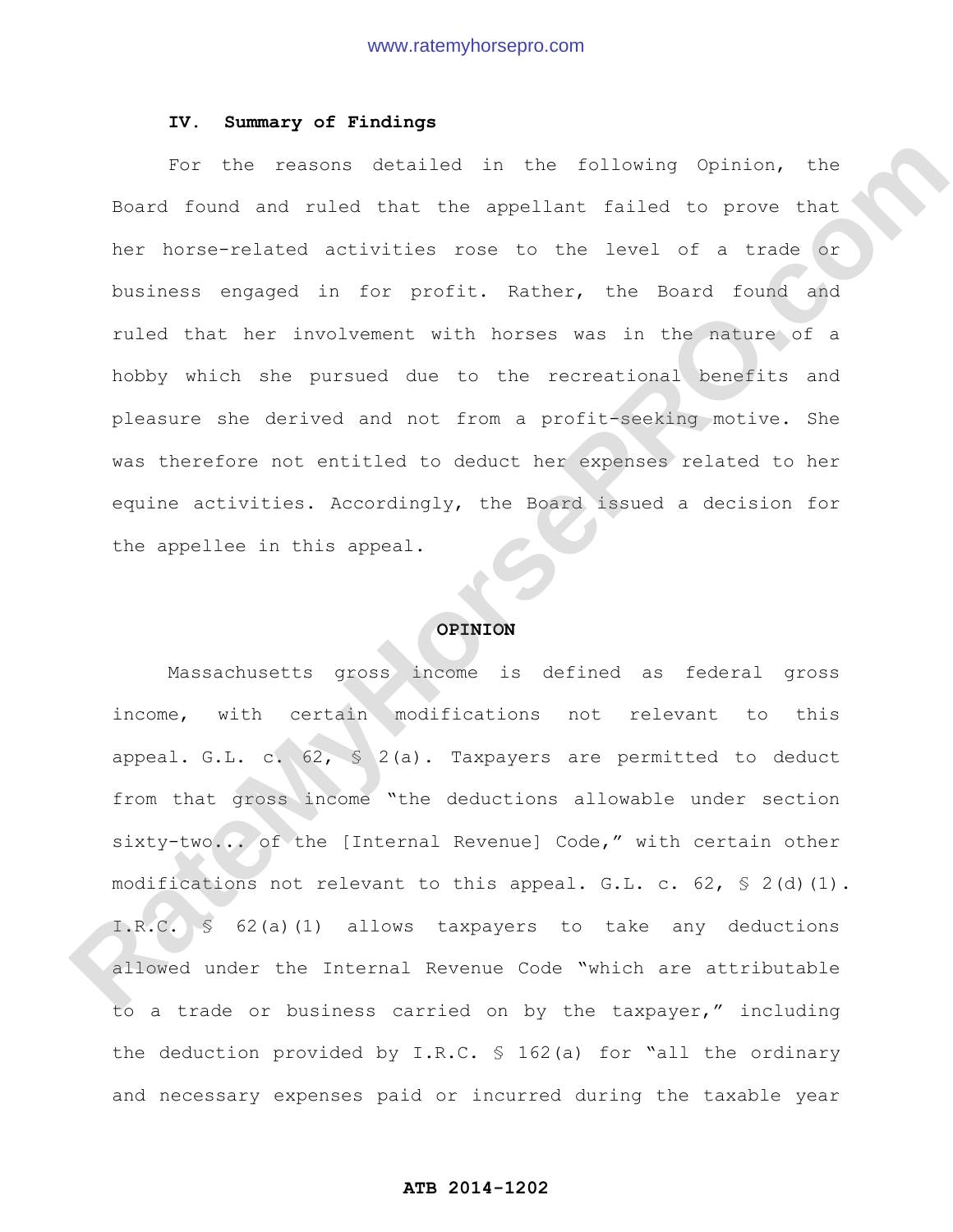### IV. Summary of Findings

For the reasons detailed in the following Opinion, the Board found and ruled that the appellant failed to prove that her horse-related activities rose to the level of a trade or business engaged in for profit. Rather, the Board found and ruled that her involvement with horses was in the nature of a hobby which she pursued due to the recreational benefits and pleasure she derived and not from a profit-seeking motive. She was therefore not entitled to deduct her expenses related to her equine activities. Accordingly, the Board issued a decision for the appellee in this appeal.

## OPINION

Massachusetts gross income is defined as federal gross income, with certain modifications not relevant to this appeal. G.L. c. 62, § 2(a). Taxpayers are permitted to deduct from that gross income "the deductions allowable under section sixty-two... of the [Internal Revenue] Code," with certain other modifications not relevant to this appeal. G.L. c. 62, § 2(d)(1). I.R.C. § 62(a)(1) allows taxpayers to take any deductions allowed under the Internal Revenue Code "which are attributable to a trade or business carried on by the taxpayer," including the deduction provided by I.R.C. § 162(a) for "all the ordinary and necessary expenses paid or incurred during the taxable year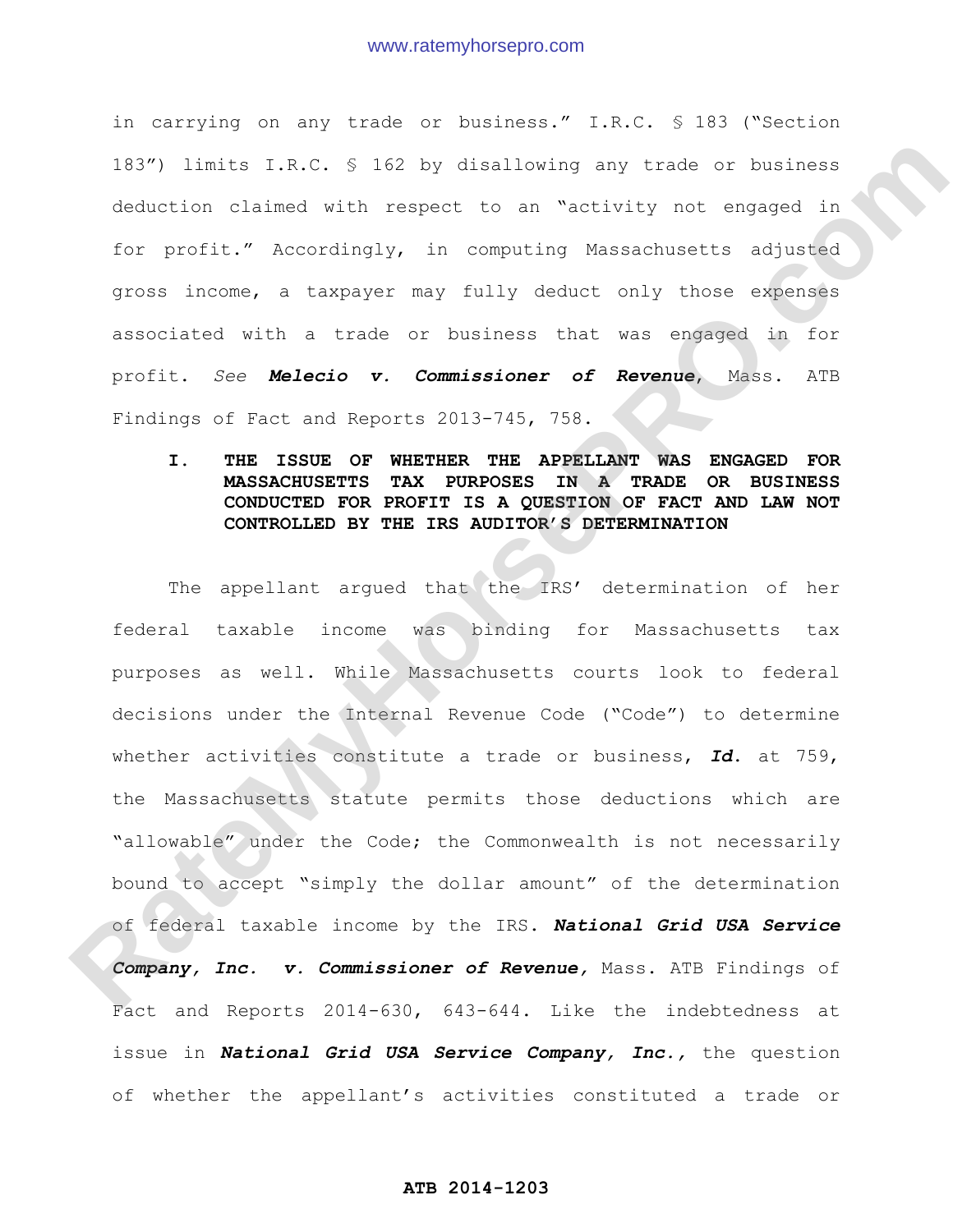in carrying on any trade or business." I.R.C. § 183 ("Section 183") limits I.R.C. § 162 by disallowing any trade or business deduction claimed with respect to an "activity not engaged in for profit." Accordingly, in computing Massachusetts adjusted gross income, a taxpayer may fully deduct only those expenses associated with a trade or business that was engaged in for profit. *See* ***Melecio v. Commissioner of Revenue***, Mass. ATB Findings of Fact and Reports 2013-745, 758.

## I. THE ISSUE OF WHETHER THE APPELLANT WAS ENGAGED FOR MASSACHUSETTS TAX PURPOSES IN A TRADE OR BUSINESS CONDUCTED FOR PROFIT IS A QUESTION OF FACT AND LAW NOT CONTROLLED BY THE IRS AUDITOR'S DETERMINATION

The appellant argued that the IRS' determination of her federal taxable income was binding for Massachusetts tax purposes as well. While Massachusetts courts look to federal decisions under the Internal Revenue Code ("Code") to determine whether activities constitute a trade or business, ***Id.*** at 759, the Massachusetts statute permits those deductions which are "allowable" under the Code; the Commonwealth is not necessarily bound to accept "simply the dollar amount" of the determination of federal taxable income by the IRS. ***National Grid USA Service Company, Inc. v. Commissioner of Revenue,*** Mass. ATB Findings of Fact and Reports 2014-630, 643-644. Like the indebtedness at issue in ***National Grid USA Service Company, Inc.,*** the question of whether the appellant's activities constituted a trade or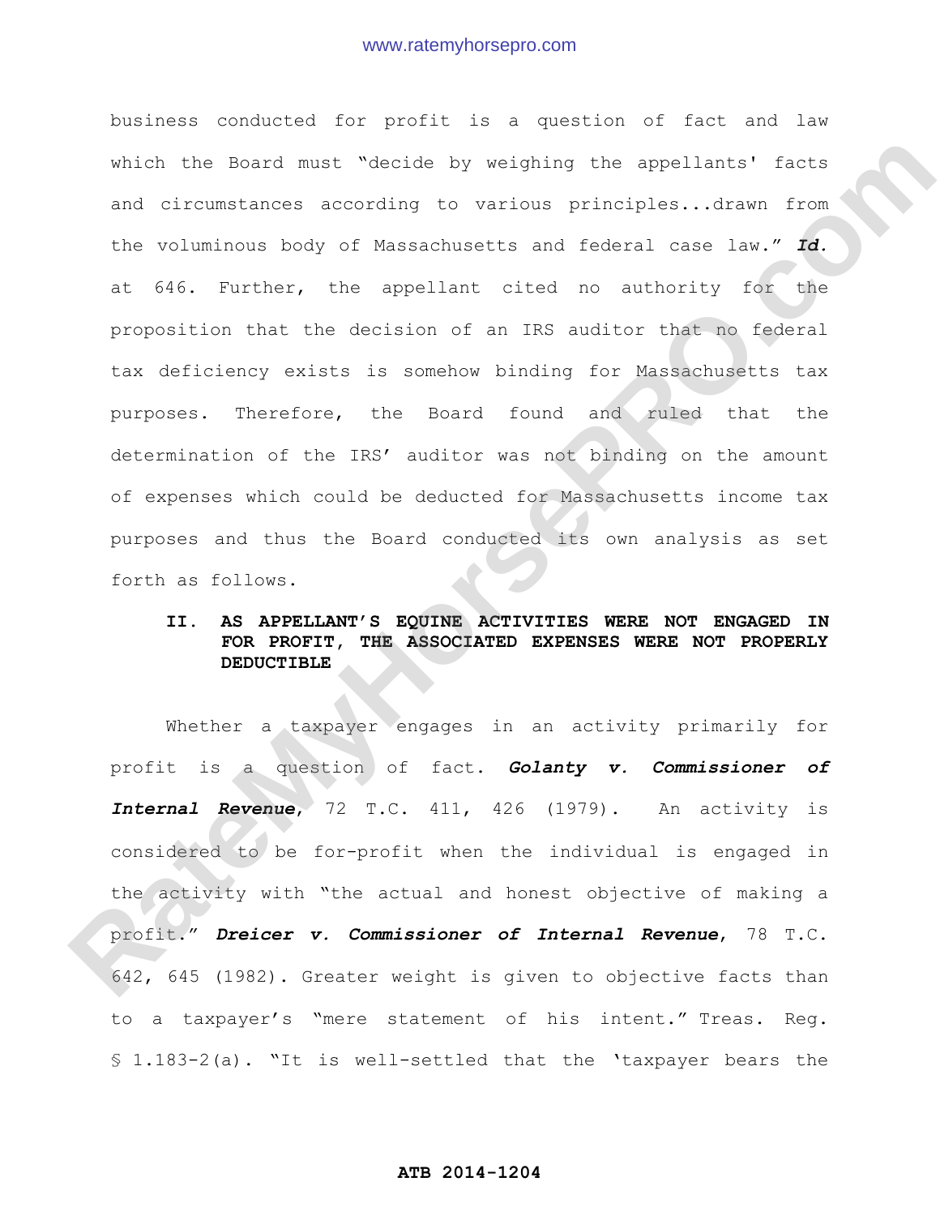business conducted for profit is a question of fact and law which the Board must "decide by weighing the appellants' facts and circumstances according to various principles...drawn from the voluminous body of Massachusetts and federal case law." ***Id.*** at 646. Further, the appellant cited no authority for the proposition that the decision of an IRS auditor that no federal tax deficiency exists is somehow binding for Massachusetts tax purposes. Therefore, the Board found and ruled that the determination of the IRS' auditor was not binding on the amount of expenses which could be deducted for Massachusetts income tax purposes and thus the Board conducted its own analysis as set forth as follows.

**II. AS APPELLANT'S EQUINE ACTIVITIES WERE NOT ENGAGED IN FOR PROFIT, THE ASSOCIATED EXPENSES WERE NOT PROPERLY DEDUCTIBLE**

Whether a taxpayer engages in an activity primarily for profit is a question of fact. ***Golanty v. Commissioner of Internal Revenue***, 72 T.C. 411, 426 (1979). An activity is considered to be for-profit when the individual is engaged in the activity with "the actual and honest objective of making a profit." ***Dreicer v. Commissioner of Internal Revenue***, 78 T.C. 642, 645 (1982). Greater weight is given to objective facts than to a taxpayer's "mere statement of his intent." Treas. Reg. § 1.183-2(a). "It is well-settled that the 'taxpayer bears the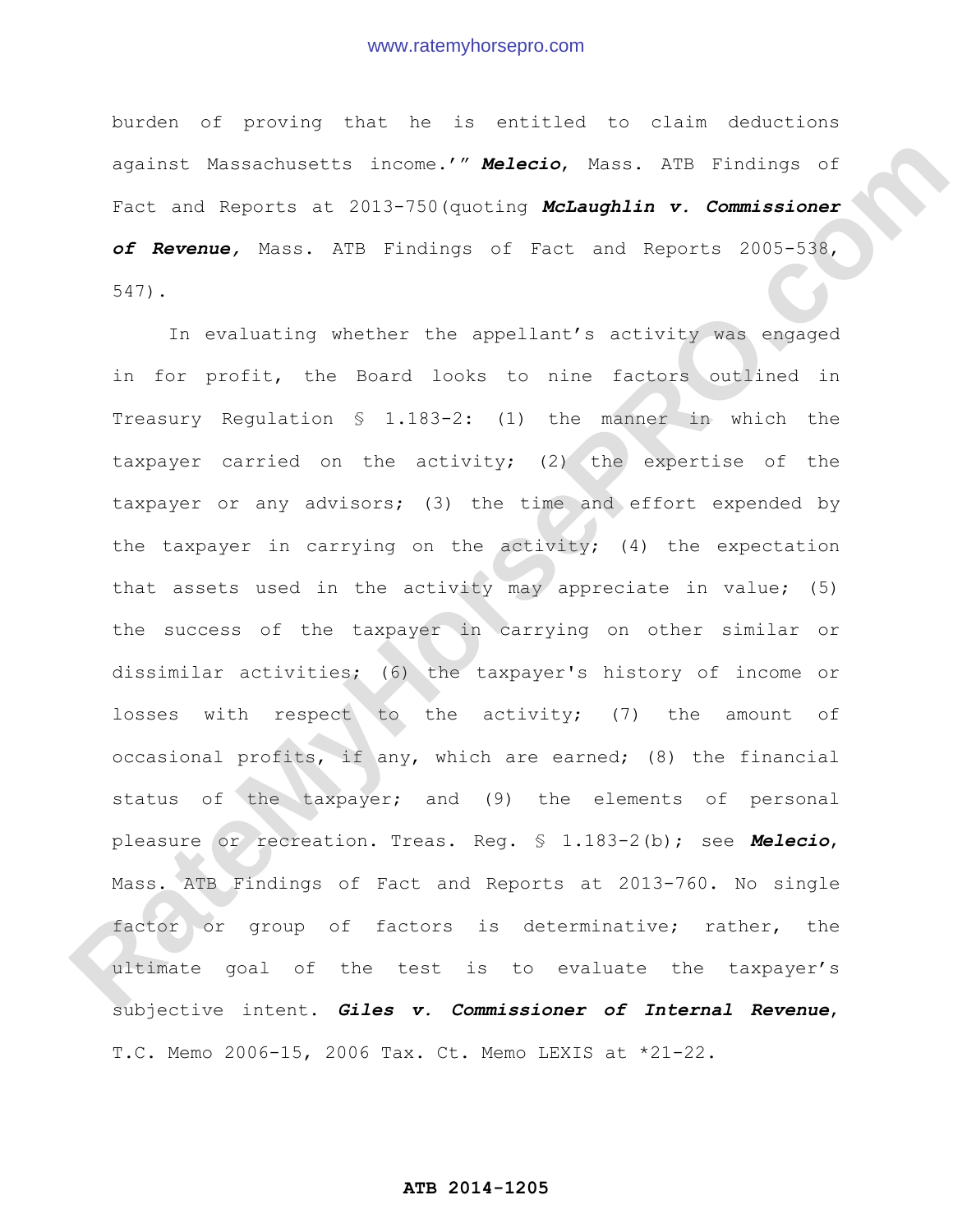burden of proving that he is entitled to claim deductions against Massachusetts income.'" ***Melecio***, Mass. ATB Findings of Fact and Reports at 2013-750(quoting ***McLaughlin v. Commissioner of Revenue,*** Mass. ATB Findings of Fact and Reports 2005-538, 547).

In evaluating whether the appellant's activity was engaged in for profit, the Board looks to nine factors outlined in Treasury Regulation § 1.183-2: (1) the manner in which the taxpayer carried on the activity; (2) the expertise of the taxpayer or any advisors; (3) the time and effort expended by the taxpayer in carrying on the activity; (4) the expectation that assets used in the activity may appreciate in value; (5) the success of the taxpayer in carrying on other similar or dissimilar activities; (6) the taxpayer's history of income or losses with respect to the activity; (7) the amount of occasional profits, if any, which are earned; (8) the financial status of the taxpayer; and (9) the elements of personal pleasure or recreation. Treas. Reg. § 1.183-2(b); see ***Melecio***, Mass. ATB Findings of Fact and Reports at 2013-760. No single factor or group of factors is determinative; rather, the ultimate goal of the test is to evaluate the taxpayer's subjective intent. ***Giles v. Commissioner of Internal Revenue***, T.C. Memo 2006-15, 2006 Tax. Ct. Memo LEXIS at *21-22.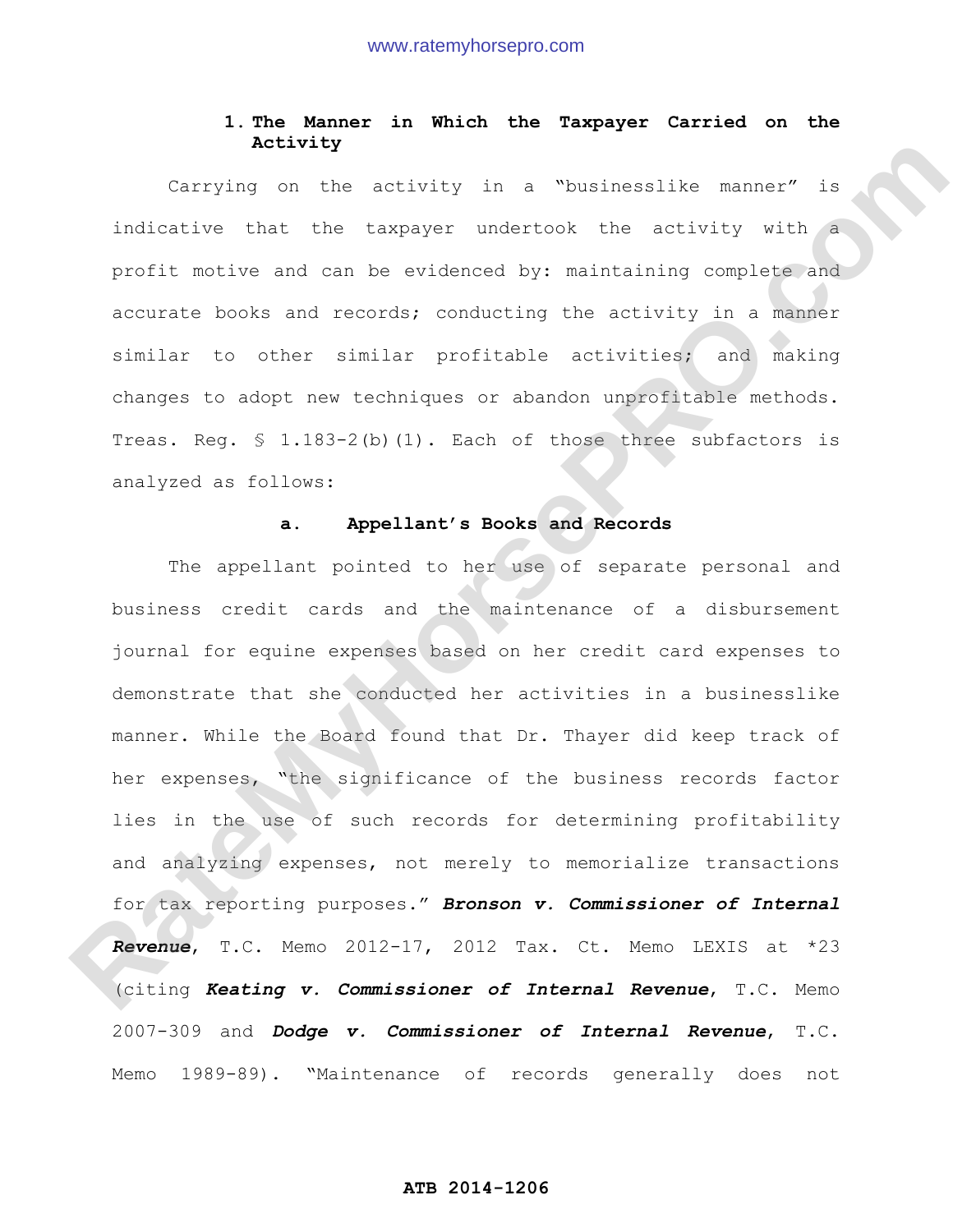### 1. The Manner in Which the Taxpayer Carried on the Activity

Carrying on the activity in a "businesslike manner" is indicative that the taxpayer undertook the activity with a profit motive and can be evidenced by: maintaining complete and accurate books and records; conducting the activity in a manner similar to other similar profitable activities; and making changes to adopt new techniques or abandon unprofitable methods. Treas. Reg. § 1.183-2(b)(1). Each of those three subfactors is analyzed as follows:

#### a. Appellant's Books and Records

The appellant pointed to her use of separate personal and business credit cards and the maintenance of a disbursement journal for equine expenses based on her credit card expenses to demonstrate that she conducted her activities in a businesslike manner. While the Board found that Dr. Thayer did keep track of her expenses, "the significance of the business records factor lies in the use of such records for determining profitability and analyzing expenses, not merely to memorialize transactions for tax reporting purposes." ***Bronson v. Commissioner of Internal Revenue***, T.C. Memo 2012-17, 2012 Tax. Ct. Memo LEXIS at *23 (citing ***Keating v. Commissioner of Internal Revenue***, T.C. Memo 2007-309 and ***Dodge v. Commissioner of Internal Revenue***, T.C. Memo 1989-89). "Maintenance of records generally does not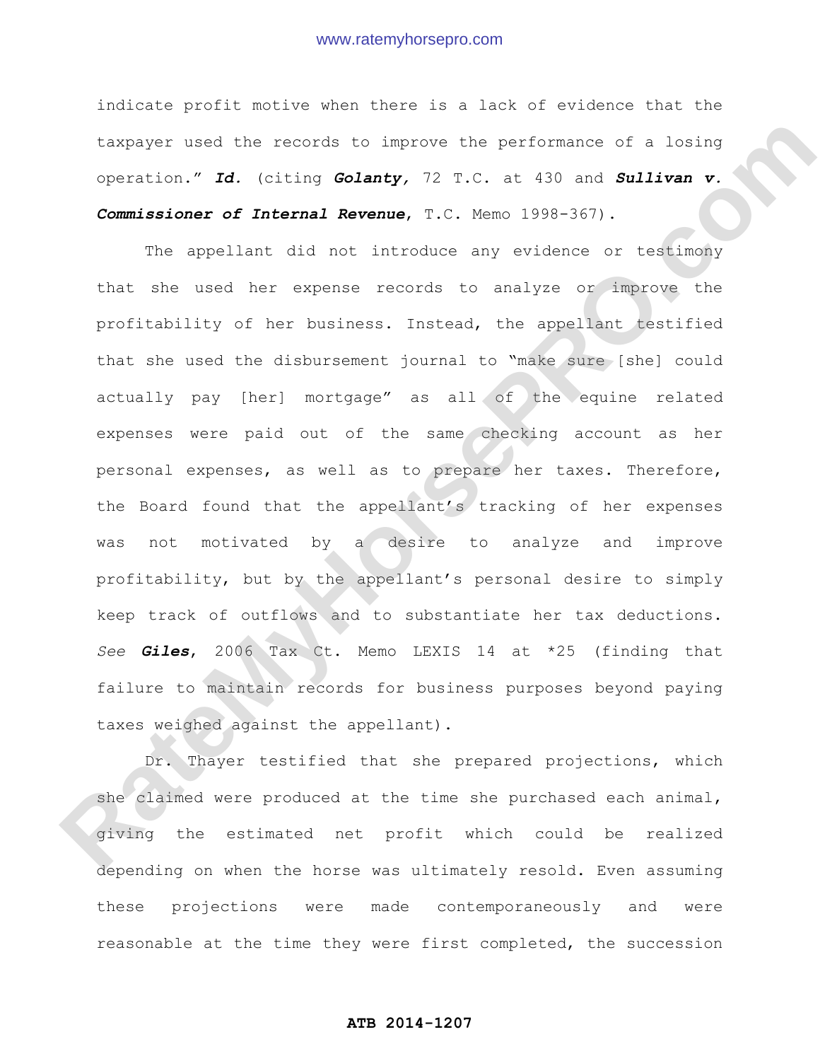indicate profit motive when there is a lack of evidence that the taxpayer used the records to improve the performance of a losing operation." ***Id.*** (citing ***Golanty,*** 72 T.C. at 430 and ***Sullivan v. Commissioner of Internal Revenue***, T.C. Memo 1998-367).

The appellant did not introduce any evidence or testimony that she used her expense records to analyze or improve the profitability of her business. Instead, the appellant testified that she used the disbursement journal to "make sure [she] could actually pay [her] mortgage" as all of the equine related expenses were paid out of the same checking account as her personal expenses, as well as to prepare her taxes. Therefore, the Board found that the appellant's tracking of her expenses was not motivated by a desire to analyze and improve profitability, but by the appellant's personal desire to simply keep track of outflows and to substantiate her tax deductions. *See* ***Giles***, 2006 Tax Ct. Memo LEXIS 14 at *25 (finding that failure to maintain records for business purposes beyond paying taxes weighed against the appellant).

Dr. Thayer testified that she prepared projections, which she claimed were produced at the time she purchased each animal, giving the estimated net profit which could be realized depending on when the horse was ultimately resold. Even assuming these projections were made contemporaneously and were reasonable at the time they were first completed, the succession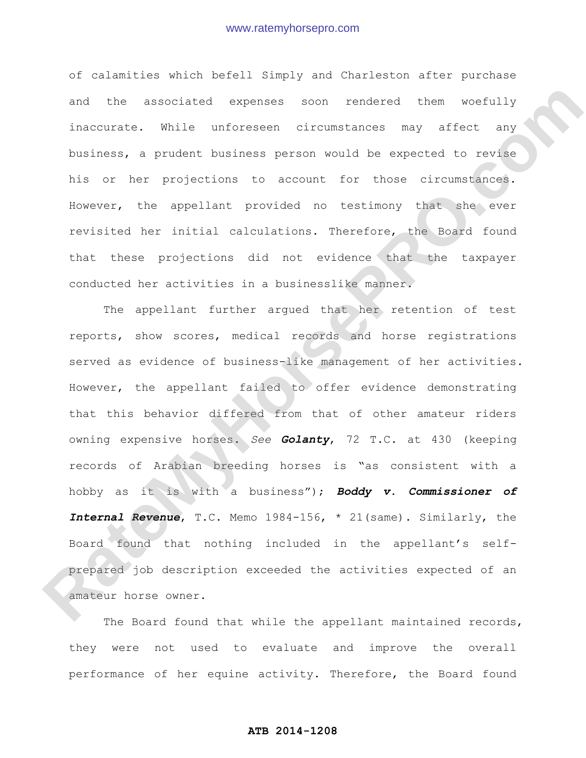of calamities which befell Simply and Charleston after purchase and the associated expenses soon rendered them woefully inaccurate. While unforeseen circumstances may affect any business, a prudent business person would be expected to revise his or her projections to account for those circumstances. However, the appellant provided no testimony that she ever revisited her initial calculations. Therefore, the Board found that these projections did not evidence that the taxpayer conducted her activities in a businesslike manner.

The appellant further argued that her retention of test reports, show scores, medical records and horse registrations served as evidence of business-like management of her activities. However, the appellant failed to offer evidence demonstrating that this behavior differed from that of other amateur riders owning expensive horses. *See* ***Golanty***, 72 T.C. at 430 (keeping records of Arabian breeding horses is "as consistent with a hobby as it is with a business"); ***Boddy v. Commissioner of Internal Revenue***, T.C. Memo 1984-156, * 21(same). Similarly, the Board found that nothing included in the appellant's self-prepared job description exceeded the activities expected of an amateur horse owner.

The Board found that while the appellant maintained records, they were not used to evaluate and improve the overall performance of her equine activity. Therefore, the Board found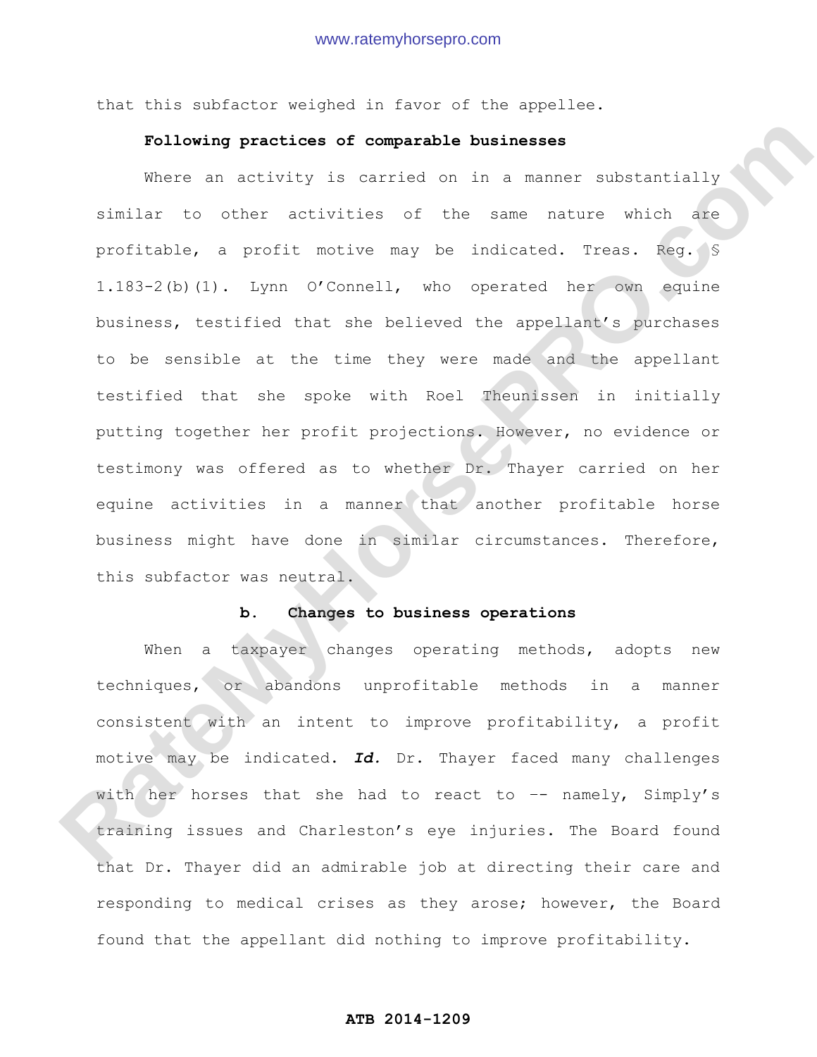that this subfactor weighed in favor of the appellee.

**Following practices of comparable businesses**

Where an activity is carried on in a manner substantially similar to other activities of the same nature which are profitable, a profit motive may be indicated. Treas. Reg. § 1.183-2(b)(1). Lynn O'Connell, who operated her own equine business, testified that she believed the appellant's purchases to be sensible at the time they were made and the appellant testified that she spoke with Roel Theunissen in initially putting together her profit projections. However, no evidence or testimony was offered as to whether Dr. Thayer carried on her equine activities in a manner that another profitable horse business might have done in similar circumstances. Therefore, this subfactor was neutral.

**b. Changes to business operations**

When a taxpayer changes operating methods, adopts new techniques, or abandons unprofitable methods in a manner consistent with an intent to improve profitability, a profit motive may be indicated. ***Id.*** Dr. Thayer faced many challenges with her horses that she had to react to -- namely, Simply's training issues and Charleston's eye injuries. The Board found that Dr. Thayer did an admirable job at directing their care and responding to medical crises as they arose; however, the Board found that the appellant did nothing to improve profitability.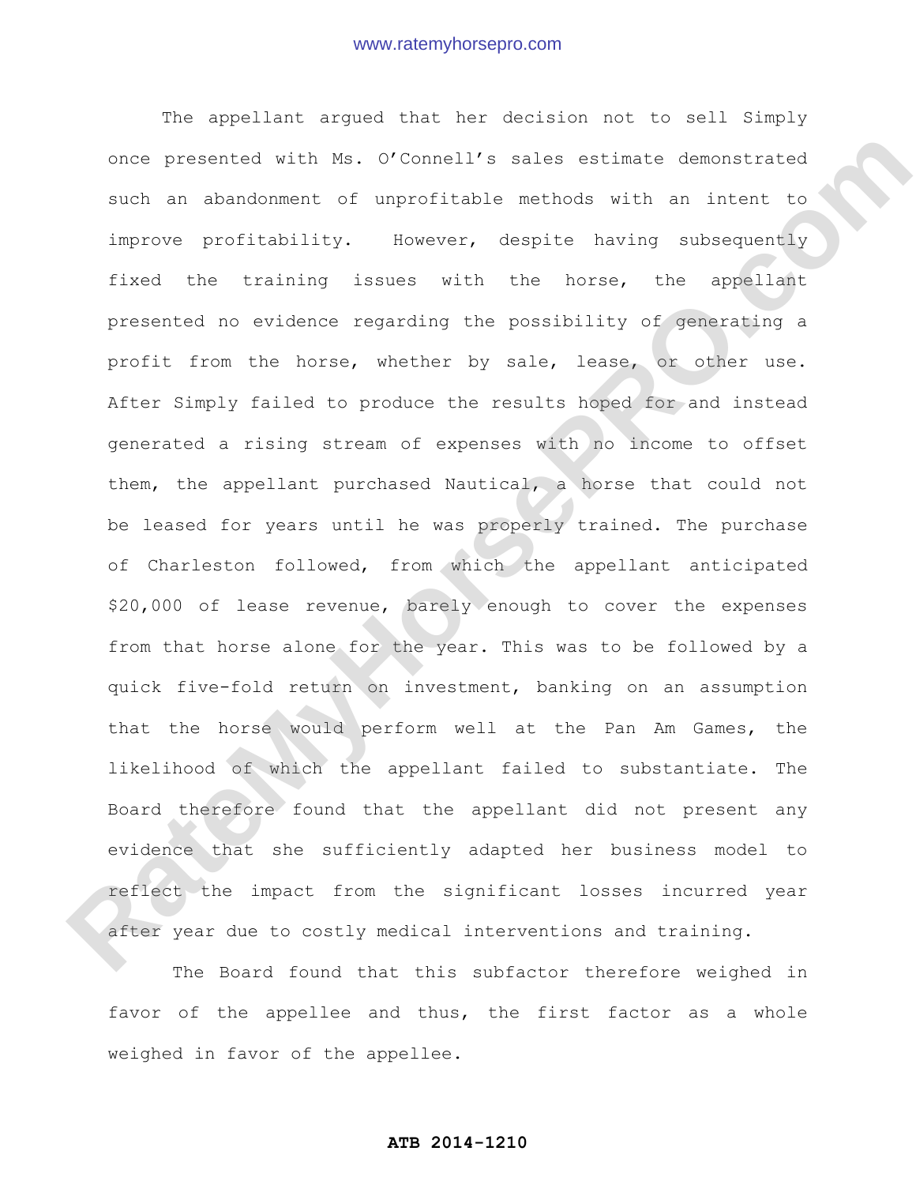The appellant argued that her decision not to sell Simply once presented with Ms. O'Connell's sales estimate demonstrated such an abandonment of unprofitable methods with an intent to improve profitability. However, despite having subsequently fixed the training issues with the horse, the appellant presented no evidence regarding the possibility of generating a profit from the horse, whether by sale, lease, or other use. After Simply failed to produce the results hoped for and instead generated a rising stream of expenses with no income to offset them, the appellant purchased Nautical, a horse that could not be leased for years until he was properly trained. The purchase of Charleston followed, from which the appellant anticipated $20,000 of lease revenue, barely enough to cover the expenses from that horse alone for the year. This was to be followed by a quick five-fold return on investment, banking on an assumption that the horse would perform well at the Pan Am Games, the likelihood of which the appellant failed to substantiate. The Board therefore found that the appellant did not present any evidence that she sufficiently adapted her business model to reflect the impact from the significant losses incurred year after year due to costly medical interventions and training.

The Board found that this subfactor therefore weighed in favor of the appellee and thus, the first factor as a whole weighed in favor of the appellee.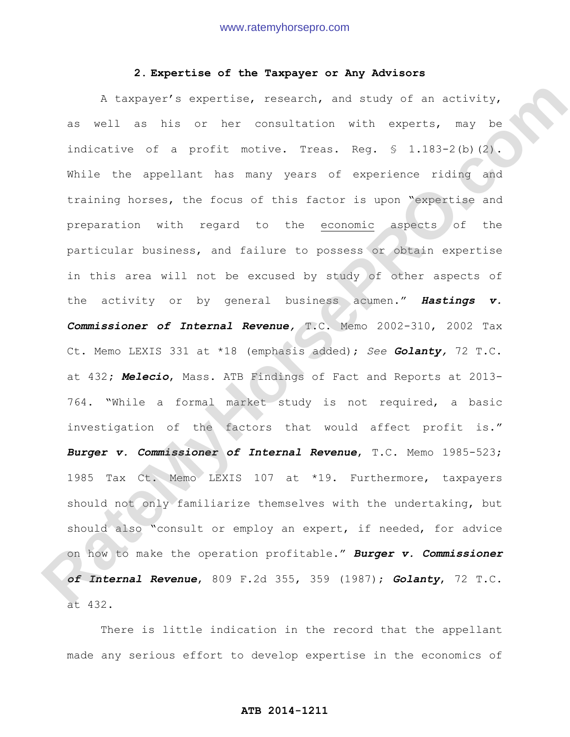### 2. Expertise of the Taxpayer or Any Advisors

A taxpayer's expertise, research, and study of an activity, as well as his or her consultation with experts, may be indicative of a profit motive. Treas. Reg. § 1.183-2(b)(2). While the appellant has many years of experience riding and training horses, the focus of this factor is upon "expertise and preparation with regard to the economic aspects of the particular business, and failure to possess or obtain expertise in this area will not be excused by study of other aspects of the activity or by general business acumen." ***Hastings v. Commissioner of Internal Revenue,*** T.C. Memo 2002-310, 2002 Tax Ct. Memo LEXIS 331 at *18 (emphasis added); *See* ***Golanty,*** 72 T.C. at 432; ***Melecio***, Mass. ATB Findings of Fact and Reports at 2013-764. "While a formal market study is not required, a basic investigation of the factors that would affect profit is." ***Burger v. Commissioner of Internal Revenue***, T.C. Memo 1985-523; 1985 Tax Ct. Memo LEXIS 107 at *19. Furthermore, taxpayers should not only familiarize themselves with the undertaking, but should also "consult or employ an expert, if needed, for advice on how to make the operation profitable." ***Burger v. Commissioner of Internal Revenue***, 809 F.2d 355, 359 (1987); ***Golanty***, 72 T.C. at 432.

There is little indication in the record that the appellant made any serious effort to develop expertise in the economics of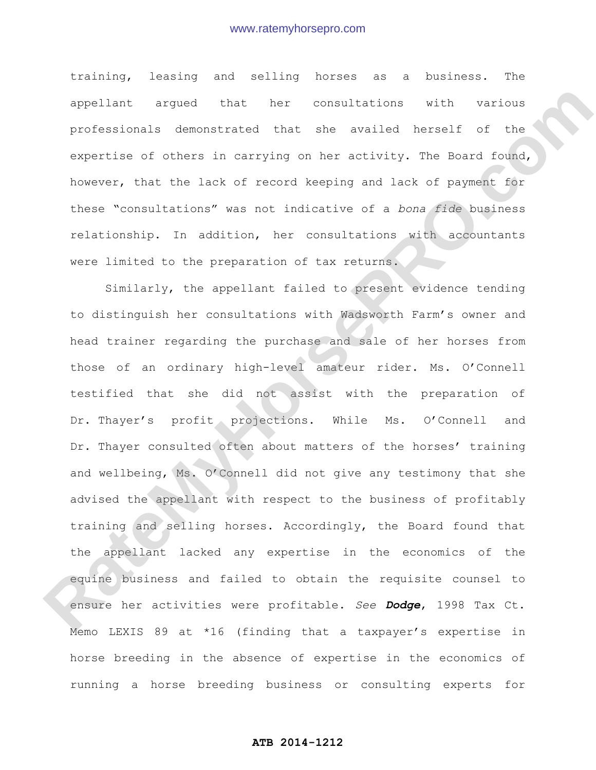training, leasing and selling horses as a business. The appellant argued that her consultations with various professionals demonstrated that she availed herself of the expertise of others in carrying on her activity. The Board found, however, that the lack of record keeping and lack of payment for these "consultations" was not indicative of a *bona fide* business relationship. In addition, her consultations with accountants were limited to the preparation of tax returns.

Similarly, the appellant failed to present evidence tending to distinguish her consultations with Wadsworth Farm's owner and head trainer regarding the purchase and sale of her horses from those of an ordinary high-level amateur rider. Ms. O'Connell testified that she did not assist with the preparation of Dr. Thayer's profit projections. While Ms. O'Connell and Dr. Thayer consulted often about matters of the horses' training and wellbeing, Ms. O'Connell did not give any testimony that she advised the appellant with respect to the business of profitably training and selling horses. Accordingly, the Board found that the appellant lacked any expertise in the economics of the equine business and failed to obtain the requisite counsel to ensure her activities were profitable. *See* ***Dodge***, 1998 Tax Ct. Memo LEXIS 89 at *16 (finding that a taxpayer's expertise in horse breeding in the absence of expertise in the economics of running a horse breeding business or consulting experts for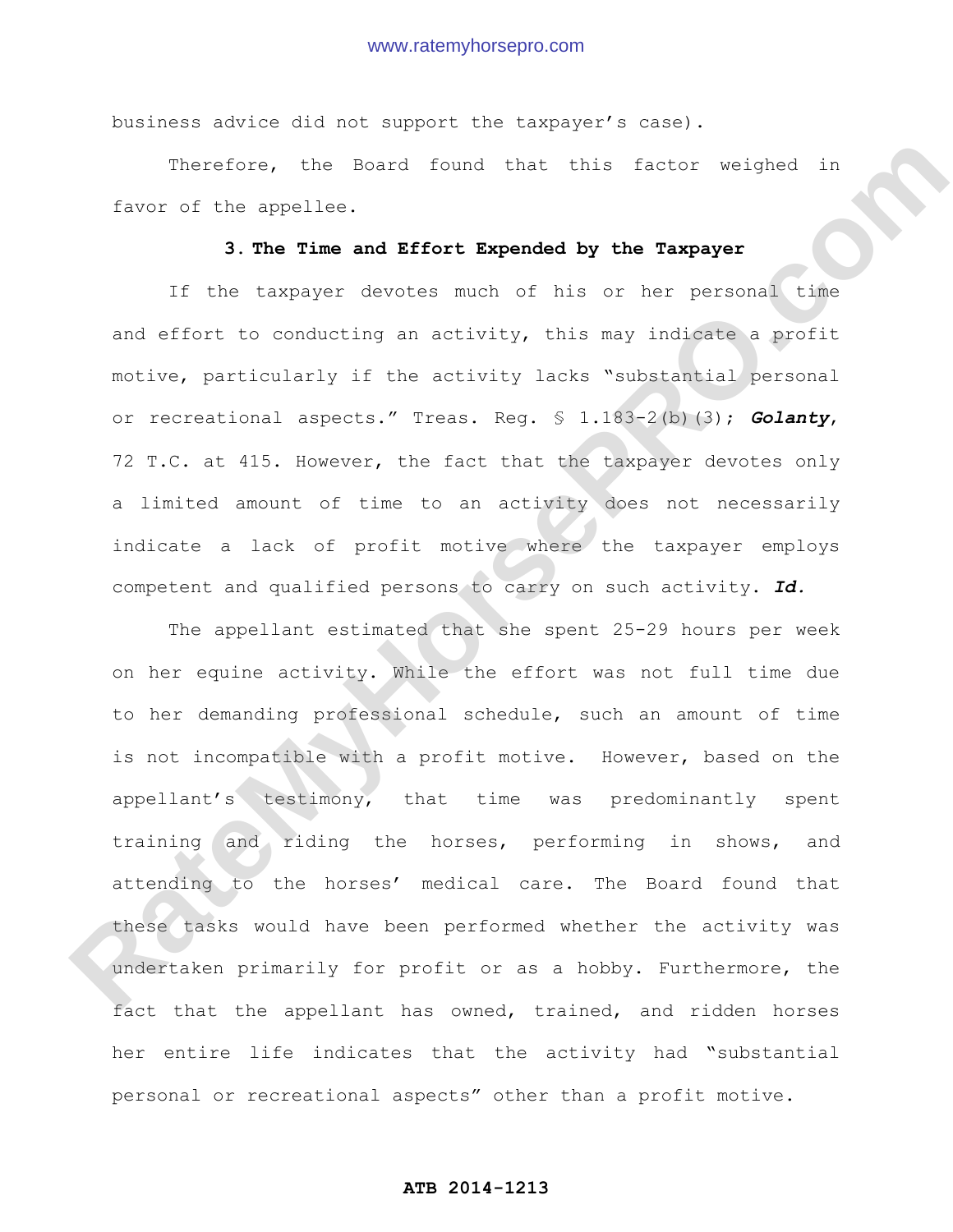business advice did not support the taxpayer's case).

Therefore, the Board found that this factor weighed in favor of the appellee.

### 3. The Time and Effort Expended by the Taxpayer

If the taxpayer devotes much of his or her personal time and effort to conducting an activity, this may indicate a profit motive, particularly if the activity lacks "substantial personal or recreational aspects." Treas. Reg. § 1.183-2(b)(3); ***Golanty***, 72 T.C. at 415. However, the fact that the taxpayer devotes only a limited amount of time to an activity does not necessarily indicate a lack of profit motive where the taxpayer employs competent and qualified persons to carry on such activity. ***Id.***

The appellant estimated that she spent 25-29 hours per week on her equine activity. While the effort was not full time due to her demanding professional schedule, such an amount of time is not incompatible with a profit motive. However, based on the appellant's testimony, that time was predominantly spent training and riding the horses, performing in shows, and attending to the horses' medical care. The Board found that these tasks would have been performed whether the activity was undertaken primarily for profit or as a hobby. Furthermore, the fact that the appellant has owned, trained, and ridden horses her entire life indicates that the activity had "substantial personal or recreational aspects" other than a profit motive.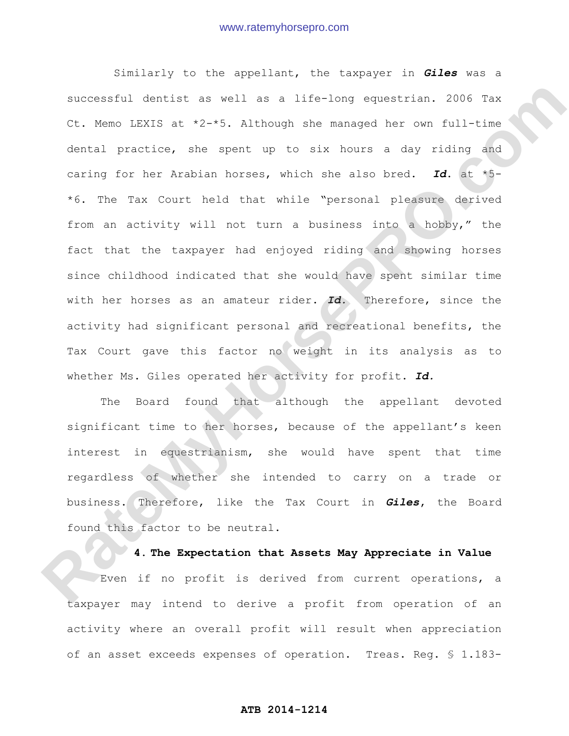Similarly to the appellant, the taxpayer in ***Giles*** was a successful dentist as well as a life-long equestrian. 2006 Tax Ct. Memo LEXIS at *2-*5. Although she managed her own full-time dental practice, she spent up to six hours a day riding and caring for her Arabian horses, which she also bred. ***Id.*** at *5-*6. The Tax Court held that while "personal pleasure derived from an activity will not turn a business into a hobby," the fact that the taxpayer had enjoyed riding and showing horses since childhood indicated that she would have spent similar time with her horses as an amateur rider. ***Id.*** Therefore, since the activity had significant personal and recreational benefits, the Tax Court gave this factor no weight in its analysis as to whether Ms. Giles operated her activity for profit. ***Id.***

The Board found that although the appellant devoted significant time to her horses, because of the appellant's keen interest in equestrianism, she would have spent that time regardless of whether she intended to carry on a trade or business. Therefore, like the Tax Court in ***Giles***, the Board found this factor to be neutral.

**4. The Expectation that Assets May Appreciate in Value**

Even if no profit is derived from current operations, a taxpayer may intend to derive a profit from operation of an activity where an overall profit will result when appreciation of an asset exceeds expenses of operation. Treas. Reg. § 1.183-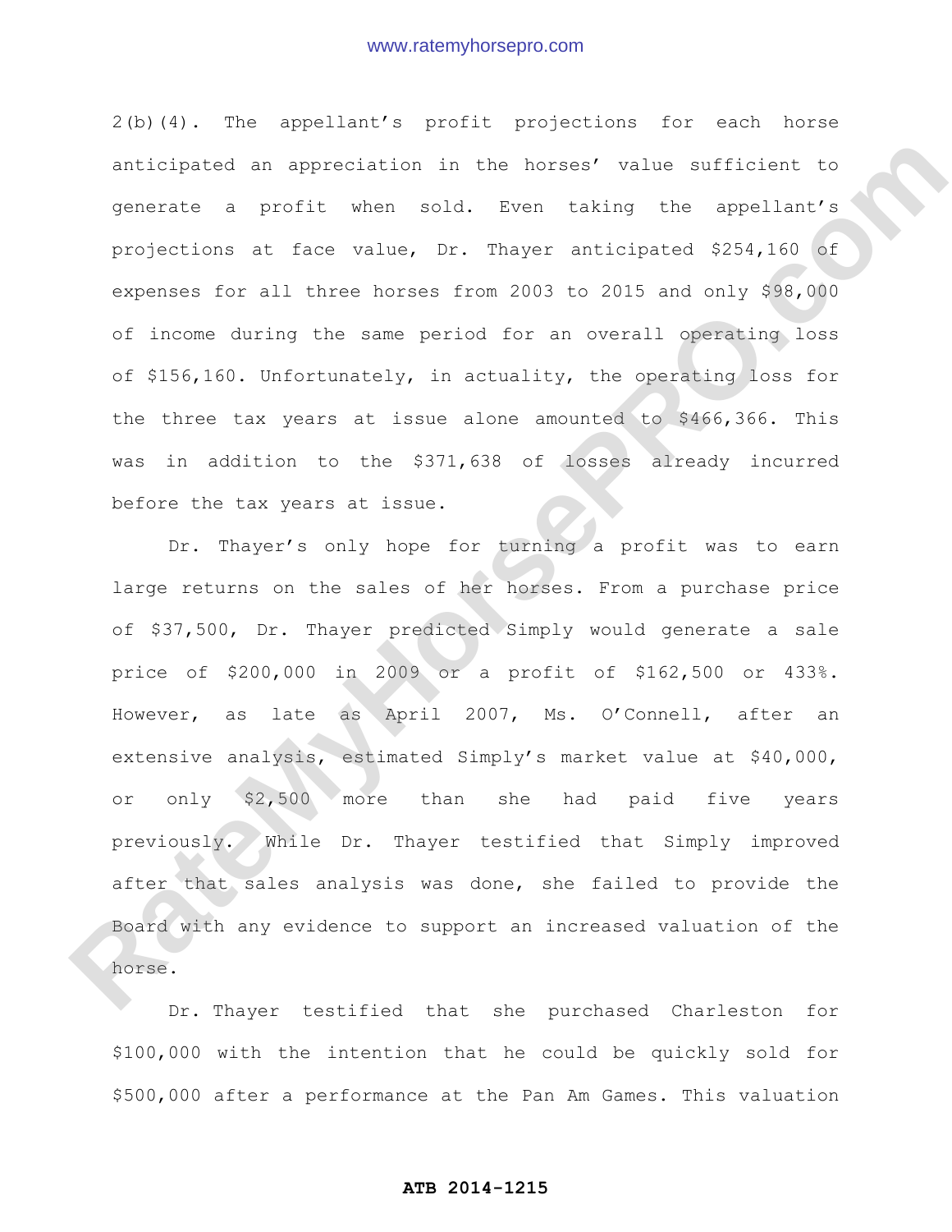2(b)(4). The appellant's profit projections for each horse anticipated an appreciation in the horses' value sufficient to generate a profit when sold. Even taking the appellant's projections at face value, Dr. Thayer anticipated $254,160 of expenses for all three horses from 2003 to 2015 and only $98,000 of income during the same period for an overall operating loss of $156,160. Unfortunately, in actuality, the operating loss for the three tax years at issue alone amounted to $466,366. This was in addition to the $371,638 of losses already incurred before the tax years at issue.

Dr. Thayer's only hope for turning a profit was to earn large returns on the sales of her horses. From a purchase price of $37,500, Dr. Thayer predicted Simply would generate a sale price of $200,000 in 2009 or a profit of $162,500 or 433%. However, as late as April 2007, Ms. O'Connell, after an extensive analysis, estimated Simply's market value at $40,000, or only $2,500 more than she had paid five years previously. While Dr. Thayer testified that Simply improved after that sales analysis was done, she failed to provide the Board with any evidence to support an increased valuation of the horse.

Dr. Thayer testified that she purchased Charleston for $100,000 with the intention that he could be quickly sold for $500,000 after a performance at the Pan Am Games. This valuation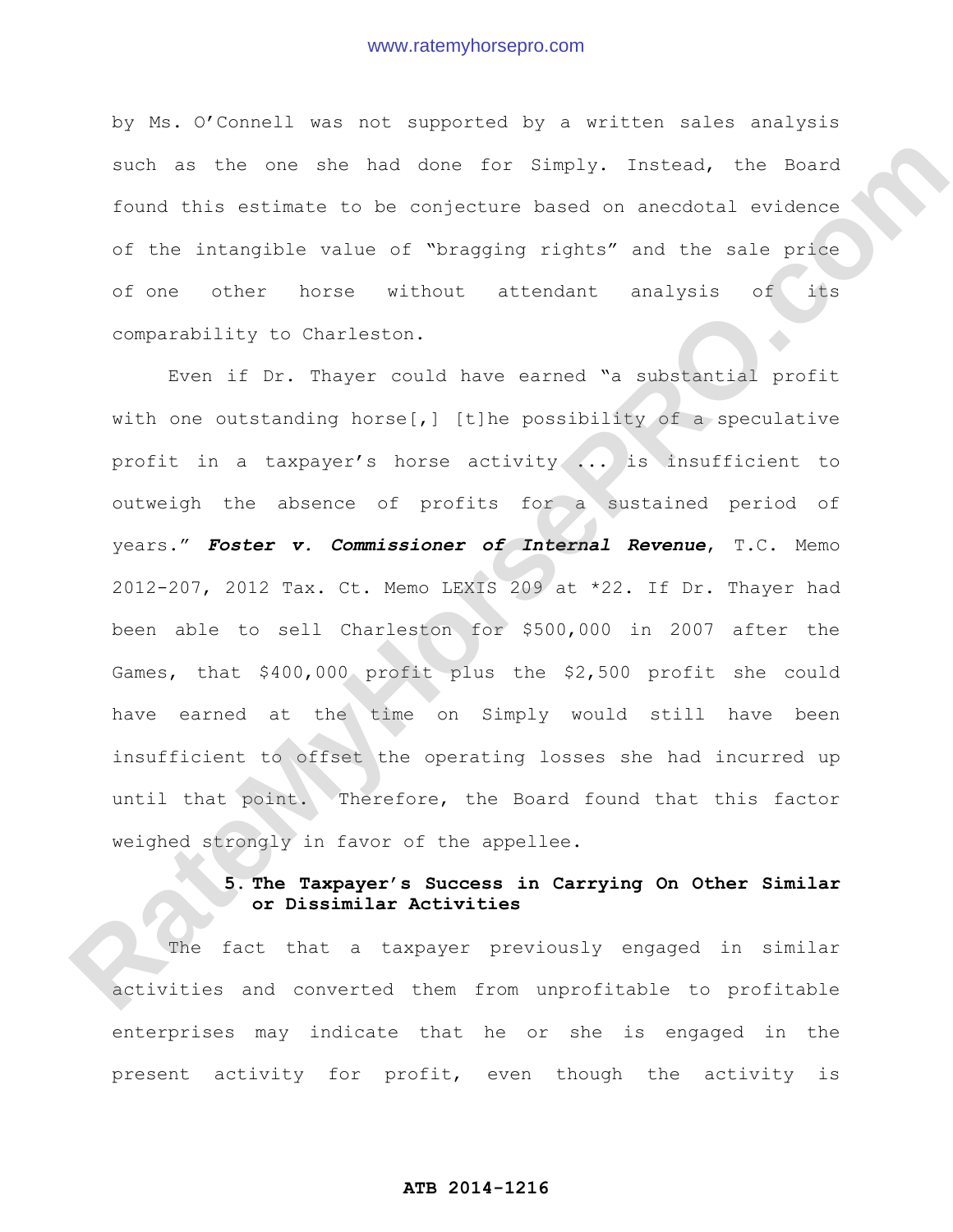by Ms. O'Connell was not supported by a written sales analysis such as the one she had done for Simply. Instead, the Board found this estimate to be conjecture based on anecdotal evidence of the intangible value of "bragging rights" and the sale price of one other horse without attendant analysis of its comparability to Charleston.

Even if Dr. Thayer could have earned "a substantial profit with one outstanding horse[,] [t]he possibility of a speculative profit in a taxpayer's horse activity ... is insufficient to outweigh the absence of profits for a sustained period of years." ***Foster v. Commissioner of Internal Revenue***, T.C. Memo 2012-207, 2012 Tax. Ct. Memo LEXIS 209 at *22. If Dr. Thayer had been able to sell Charleston for $500,000 in 2007 after the Games, that $400,000 profit plus the $2,500 profit she could have earned at the time on Simply would still have been insufficient to offset the operating losses she had incurred up until that point. Therefore, the Board found that this factor weighed strongly in favor of the appellee.

**5. The Taxpayer's Success in Carrying On Other Similar or Dissimilar Activities**

The fact that a taxpayer previously engaged in similar activities and converted them from unprofitable to profitable enterprises may indicate that he or she is engaged in the present activity for profit, even though the activity is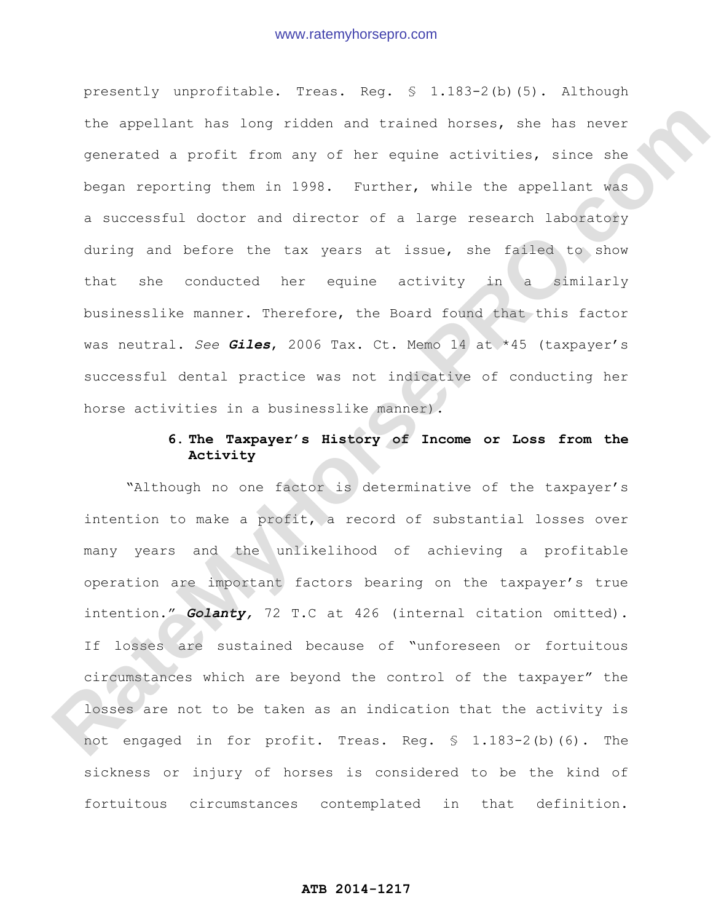presently unprofitable. Treas. Reg. § 1.183-2(b)(5). Although the appellant has long ridden and trained horses, she has never generated a profit from any of her equine activities, since she began reporting them in 1998. Further, while the appellant was a successful doctor and director of a large research laboratory during and before the tax years at issue, she failed to show that she conducted her equine activity in a similarly businesslike manner. Therefore, the Board found that this factor was neutral. *See* ***Giles***, 2006 Tax. Ct. Memo 14 at *45 (taxpayer's successful dental practice was not indicative of conducting her horse activities in a businesslike manner).

### 6. The Taxpayer's History of Income or Loss from the Activity

"Although no one factor is determinative of the taxpayer's intention to make a profit, a record of substantial losses over many years and the unlikelihood of achieving a profitable operation are important factors bearing on the taxpayer's true intention." ***Golanty***, 72 T.C at 426 (internal citation omitted). If losses are sustained because of "unforeseen or fortuitous circumstances which are beyond the control of the taxpayer" the losses are not to be taken as an indication that the activity is not engaged in for profit. Treas. Reg. § 1.183-2(b)(6). The sickness or injury of horses is considered to be the kind of fortuitous circumstances contemplated in that definition.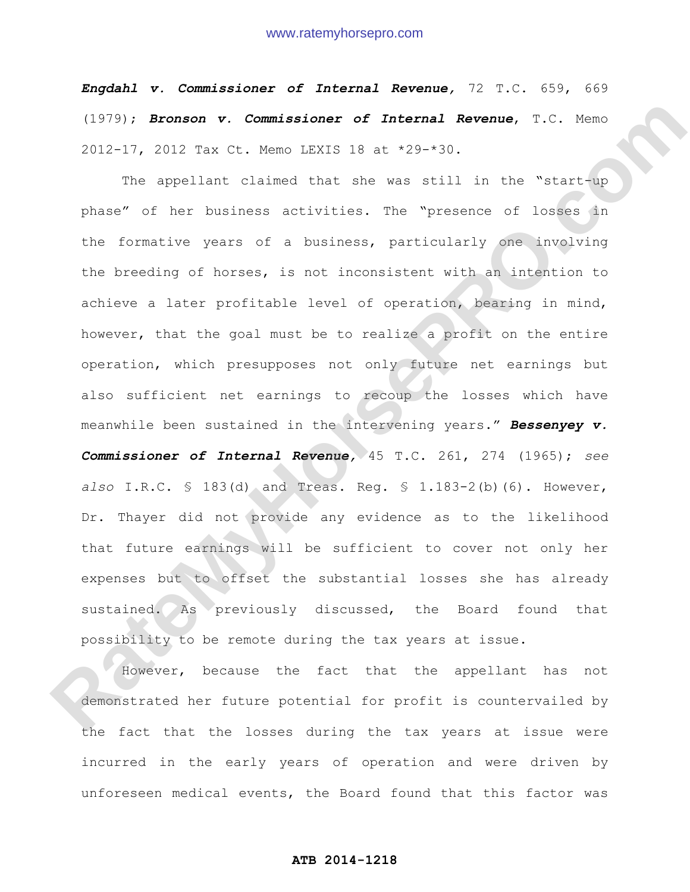***Engdahl v. Commissioner of Internal Revenue,*** 72 T.C. 659, 669 (1979); ***Bronson v. Commissioner of Internal Revenue***, T.C. Memo 2012-17, 2012 Tax Ct. Memo LEXIS 18 at *29-*30.

The appellant claimed that she was still in the "start-up phase" of her business activities. The "presence of losses in the formative years of a business, particularly one involving the breeding of horses, is not inconsistent with an intention to achieve a later profitable level of operation, bearing in mind, however, that the goal must be to realize a profit on the entire operation, which presupposes not only future net earnings but also sufficient net earnings to recoup the losses which have meanwhile been sustained in the intervening years." ***Bessenyey v. Commissioner of Internal Revenue,*** 45 T.C. 261, 274 (1965); *see also* I.R.C. § 183(d) and Treas. Reg. § 1.183-2(b)(6). However, Dr. Thayer did not provide any evidence as to the likelihood that future earnings will be sufficient to cover not only her expenses but to offset the substantial losses she has already sustained. As previously discussed, the Board found that possibility to be remote during the tax years at issue.

However, because the fact that the appellant has not demonstrated her future potential for profit is countervailed by the fact that the losses during the tax years at issue were incurred in the early years of operation and were driven by unforeseen medical events, the Board found that this factor was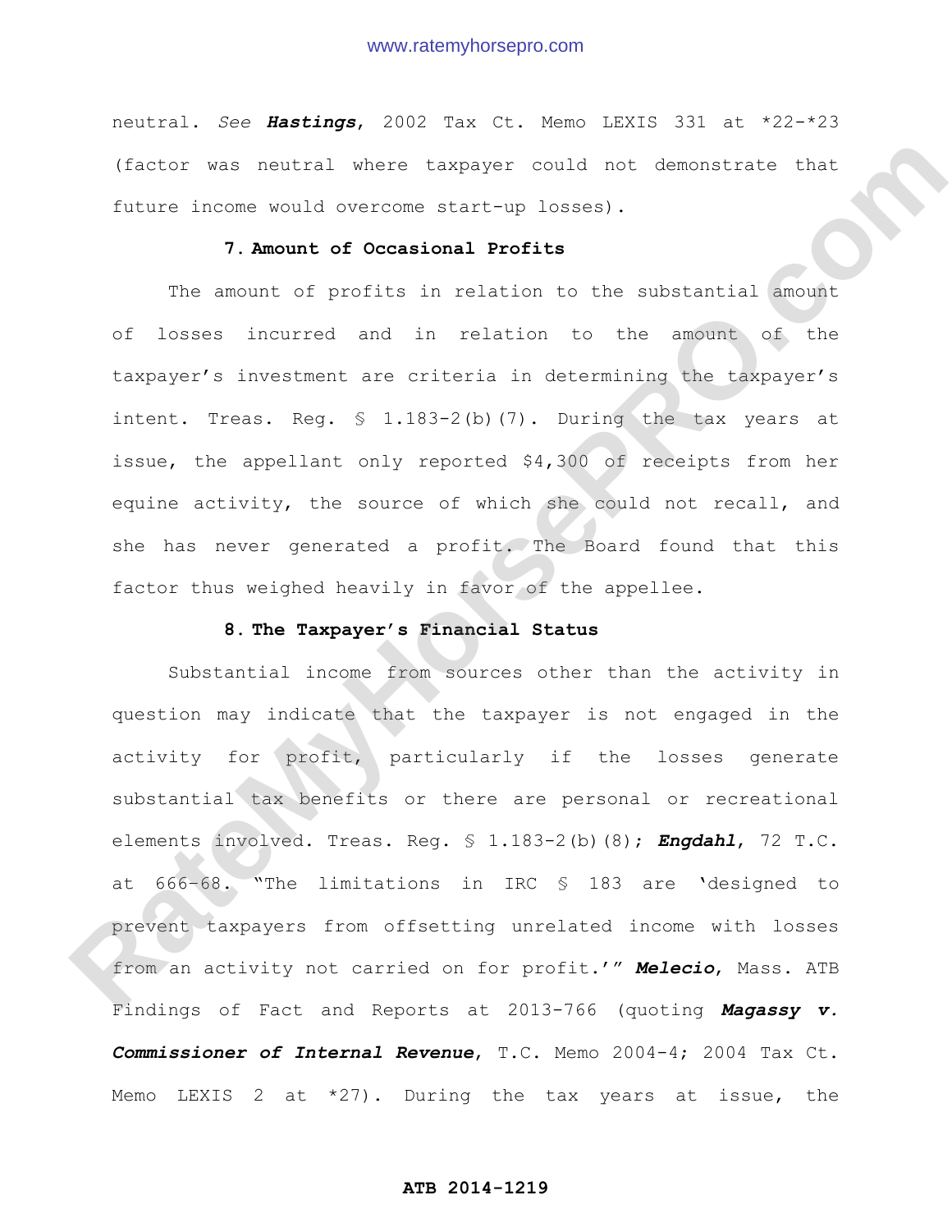neutral. *See* ***Hastings***, 2002 Tax Ct. Memo LEXIS 331 at *22-*23 (factor was neutral where taxpayer could not demonstrate that future income would overcome start-up losses).

**7. Amount of Occasional Profits**

The amount of profits in relation to the substantial amount of losses incurred and in relation to the amount of the taxpayer's investment are criteria in determining the taxpayer's intent. Treas. Reg. § 1.183-2(b)(7). During the tax years at issue, the appellant only reported $4,300 of receipts from her equine activity, the source of which she could not recall, and she has never generated a profit. The Board found that this factor thus weighed heavily in favor of the appellee.

**8. The Taxpayer's Financial Status**

Substantial income from sources other than the activity in question may indicate that the taxpayer is not engaged in the activity for profit, particularly if the losses generate substantial tax benefits or there are personal or recreational elements involved. Treas. Reg. § 1.183-2(b)(8); ***Engdahl***, 72 T.C. at 666-68. "The limitations in IRC § 183 are 'designed to prevent taxpayers from offsetting unrelated income with losses from an activity not carried on for profit.'" ***Melecio***, Mass. ATB Findings of Fact and Reports at 2013-766 (quoting ***Magassy v. Commissioner of Internal Revenue***, T.C. Memo 2004-4; 2004 Tax Ct. Memo LEXIS 2 at *27). During the tax years at issue, the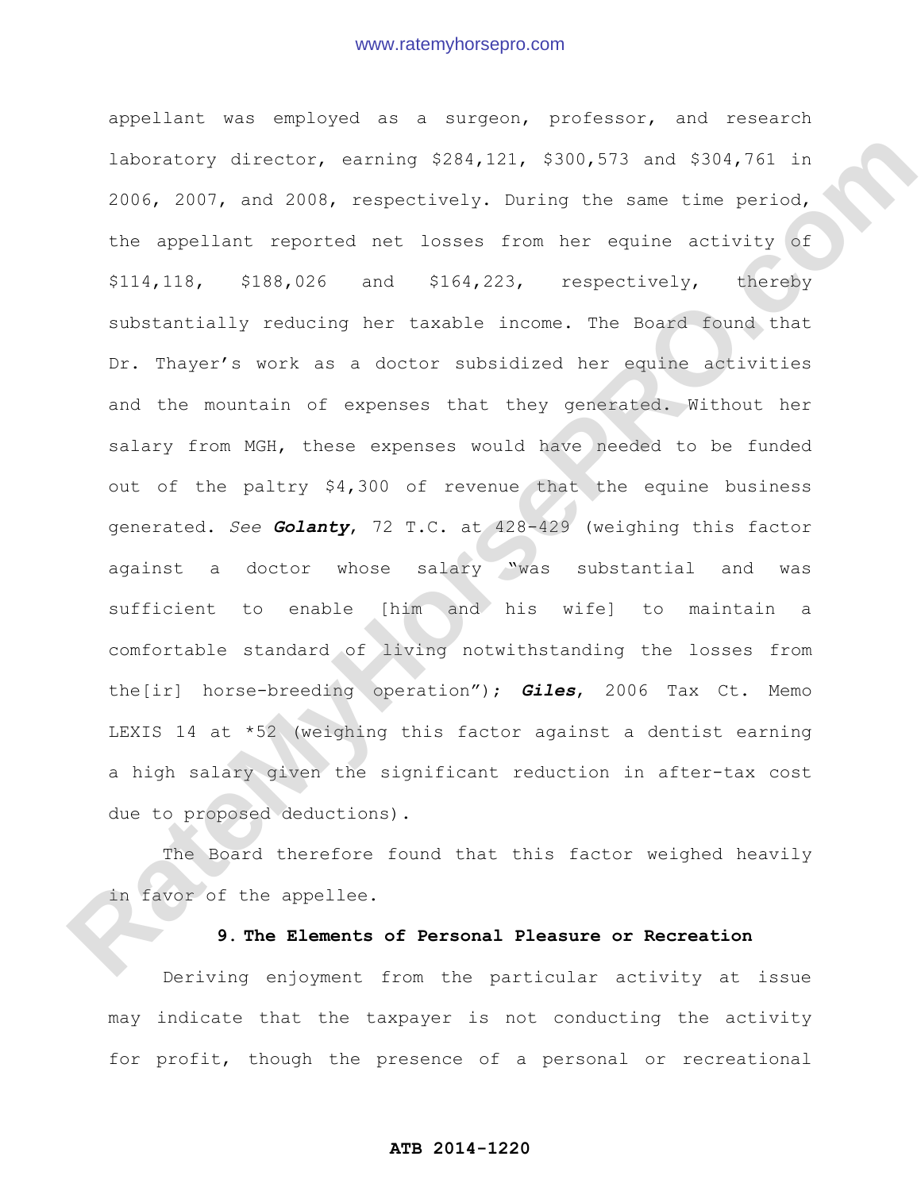appellant was employed as a surgeon, professor, and research laboratory director, earning $284,121, $300,573 and $304,761 in 2006, 2007, and 2008, respectively. During the same time period, the appellant reported net losses from her equine activity of $114,118, $188,026 and $164,223, respectively, thereby substantially reducing her taxable income. The Board found that Dr. Thayer's work as a doctor subsidized her equine activities and the mountain of expenses that they generated. Without her salary from MGH, these expenses would have needed to be funded out of the paltry $4,300 of revenue that the equine business generated. *See* ***Golanty***, 72 T.C. at 428-429 (weighing this factor against a doctor whose salary "was substantial and was sufficient to enable [him and his wife] to maintain a comfortable standard of living notwithstanding the losses from the[ir] horse-breeding operation"); ***Giles***, 2006 Tax Ct. Memo LEXIS 14 at *52 (weighing this factor against a dentist earning a high salary given the significant reduction in after-tax cost due to proposed deductions).

The Board therefore found that this factor weighed heavily in favor of the appellee.

**9. The Elements of Personal Pleasure or Recreation**

Deriving enjoyment from the particular activity at issue may indicate that the taxpayer is not conducting the activity for profit, though the presence of a personal or recreational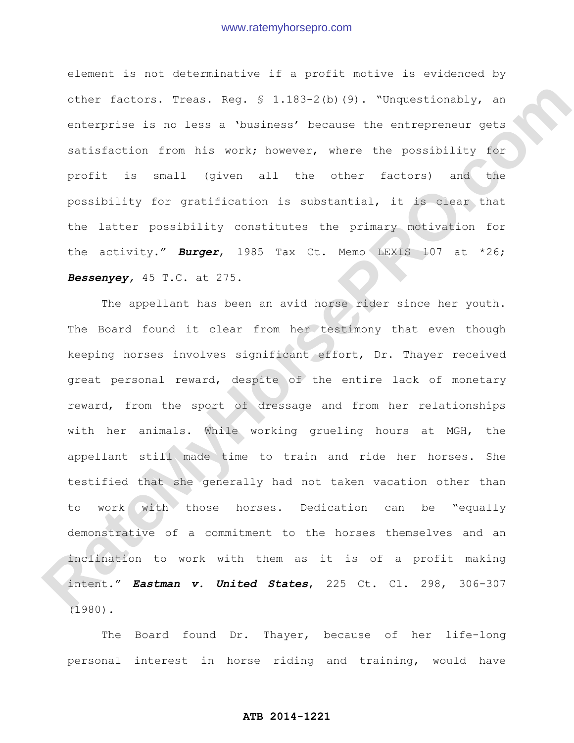element is not determinative if a profit motive is evidenced by other factors. Treas. Reg. § 1.183-2(b)(9). "Unquestionably, an enterprise is no less a 'business' because the entrepreneur gets satisfaction from his work; however, where the possibility for profit is small (given all the other factors) and the possibility for gratification is substantial, it is clear that the latter possibility constitutes the primary motivation for the activity." ***Burger***, 1985 Tax Ct. Memo LEXIS 107 at *26; ***Bessenyey***, 45 T.C. at 275.

The appellant has been an avid horse rider since her youth. The Board found it clear from her testimony that even though keeping horses involves significant effort, Dr. Thayer received great personal reward, despite of the entire lack of monetary reward, from the sport of dressage and from her relationships with her animals. While working grueling hours at MGH, the appellant still made time to train and ride her horses. She testified that she generally had not taken vacation other than to work with those horses. Dedication can be "equally demonstrative of a commitment to the horses themselves and an inclination to work with them as it is of a profit making intent." ***Eastman v. United States***, 225 Ct. Cl. 298, 306-307 (1980).

The Board found Dr. Thayer, because of her life-long personal interest in horse riding and training, would have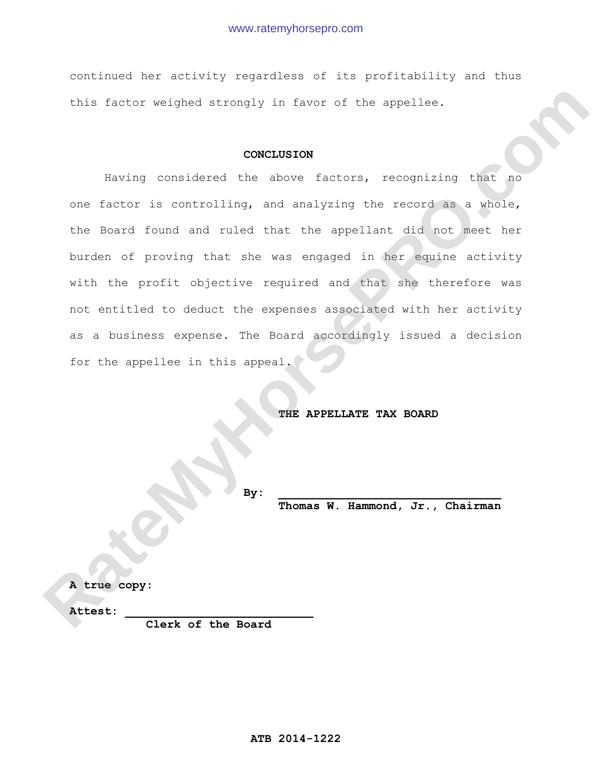continued her activity regardless of its profitability and thus this factor weighed strongly in favor of the appellee.

## CONCLUSION

Having considered the above factors, recognizing that no one factor is controlling, and analyzing the record as a whole, the Board found and ruled that the appellant did not meet her burden of proving that she was engaged in her equine activity with the profit objective required and that she therefore was not entitled to deduct the expenses associated with her activity as a business expense. The Board accordingly issued a decision for the appellee in this appeal.

**THE APPELLATE TAX BOARD**

**By:** ______________________________
**Thomas W. Hammond, Jr., Chairman**

**A true copy:**

**Attest:** ________________________
**Clerk of the Board**

**ATB 2014-1222**